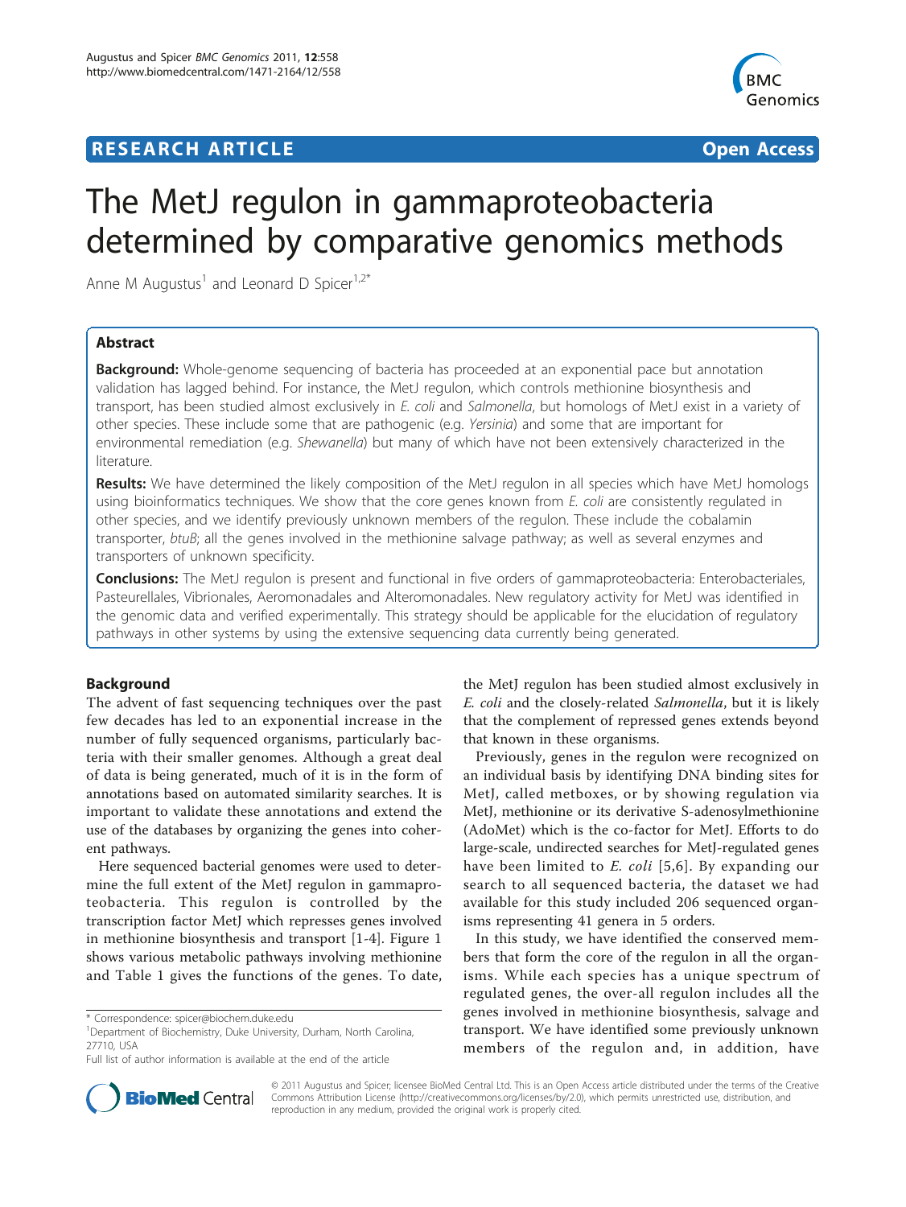# RESEARCH ARTICLE

**Open Access**

# The MetJ regulon in gammaproteobacteria determined by comparative genomics methods

Anne M Augustus[1] and Leonard D Spicer[1,2*]

## Abstract

**Background:** Whole-genome sequencing of bacteria has proceeded at an exponential pace but annotation validation has lagged behind. For instance, the MetJ regulon, which controls methionine biosynthesis and transport, has been studied almost exclusively in *E. coli* and *Salmonella*, but homologs of MetJ exist in a variety of other species. These include some that are pathogenic (e.g. *Yersinia*) and some that are important for environmental remediation (e.g. *Shewanella*) but many of which have not been extensively characterized in the literature.

**Results:** We have determined the likely composition of the MetJ regulon in all species which have MetJ homologs using bioinformatics techniques. We show that the core genes known from *E. coli* are consistently regulated in other species, and we identify previously unknown members of the regulon. These include the cobalamin transporter, *btuB*; all the genes involved in the methionine salvage pathway; as well as several enzymes and transporters of unknown specificity.

**Conclusions:** The MetJ regulon is present and functional in five orders of gammaproteobacteria: Enterobacteriales, Pasteurellales, Vibrionales, Aeromonadales and Alteromonadales. New regulatory activity for MetJ was identified in the genomic data and verified experimentally. This strategy should be applicable for the elucidation of regulatory pathways in other systems by using the extensive sequencing data currently being generated.

## Background

The advent of fast sequencing techniques over the past few decades has led to an exponential increase in the number of fully sequenced organisms, particularly bacteria with their smaller genomes. Although a great deal of data is being generated, much of it is in the form of annotations based on automated similarity searches. It is important to validate these annotations and extend the use of the databases by organizing the genes into coherent pathways.

Here sequenced bacterial genomes were used to determine the full extent of the MetJ regulon in gammaproteobacteria. This regulon is controlled by the transcription factor MetJ which represses genes involved in methionine biosynthesis and transport [1-4]. Figure 1 shows various metabolic pathways involving methionine and Table 1 gives the functions of the genes. To date, the MetJ regulon has been studied almost exclusively in *E. coli* and the closely-related *Salmonella*, but it is likely that the complement of repressed genes extends beyond that known in these organisms.

Previously, genes in the regulon were recognized on an individual basis by identifying DNA binding sites for MetJ, called metboxes, or by showing regulation via MetJ, methionine or its derivative S-adenosylmethionine (AdoMet) which is the co-factor for MetJ. Efforts to do large-scale, undirected searches for MetJ-regulated genes have been limited to *E. coli* [5,6]. By expanding our search to all sequenced bacteria, the dataset we had available for this study included 206 sequenced organisms representing 41 genera in 5 orders.

In this study, we have identified the conserved members that form the core of the regulon in all the organisms. While each species has a unique spectrum of regulated genes, the over-all regulon includes all the genes involved in methionine biosynthesis, salvage and transport. We have identified some previously unknown members of the regulon and, in addition, have

\* Correspondence: spicer@biochem.duke.edu
[1]Department of Biochemistry, Duke University, Durham, North Carolina, 27710, USA
Full list of author information is available at the end of the article

© 2011 Augustus and Spicer; licensee BioMed Central Ltd. This is an Open Access article distributed under the terms of the Creative Commons Attribution License (http://creativecommons.org/licenses/by/2.0), which permits unrestricted use, distribution, and reproduction in any medium, provided the original work is properly cited.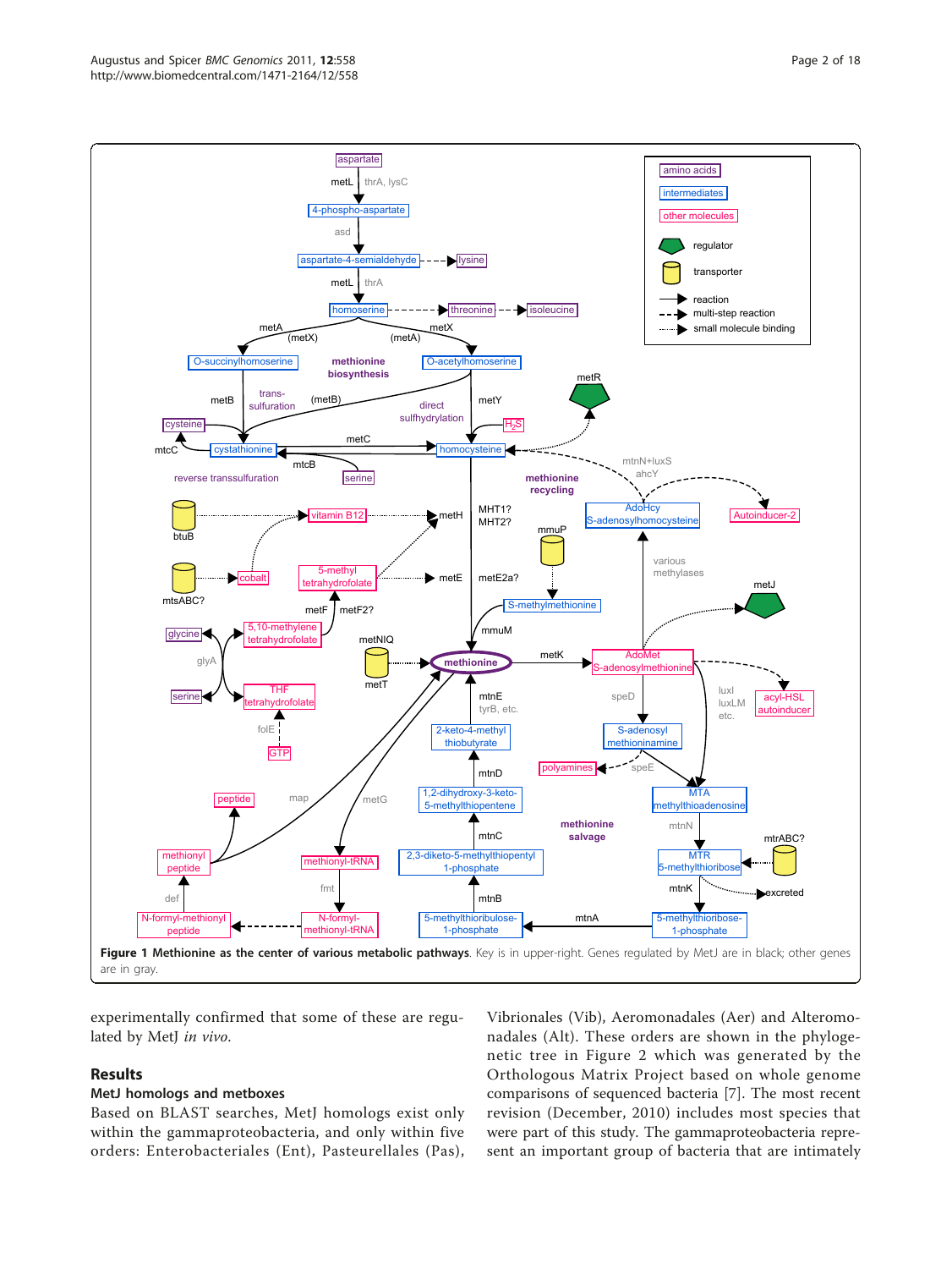**Figure 1 Methionine as the center of various metabolic pathways**. Key is in upper-right. Genes regulated by MetJ are in black; other genes are in gray.

experimentally confirmed that some of these are regulated by MetJ *in vivo*.

## Results

### MetJ homologs and metboxes

Based on BLAST searches, MetJ homologs exist only within the gammaproteobacteria, and only within five orders: Enterobacteriales (Ent), Pasteurellales (Pas), Vibrionales (Vib), Aeromonadales (Aer) and Alteromonadales (Alt). These orders are shown in the phylogenetic tree in Figure 2 which was generated by the Orthologous Matrix Project based on whole genome comparisons of sequenced bacteria [7]. The most recent revision (December, 2010) includes most species that were part of this study. The gammaproteobacteria represent an important group of bacteria that are intimately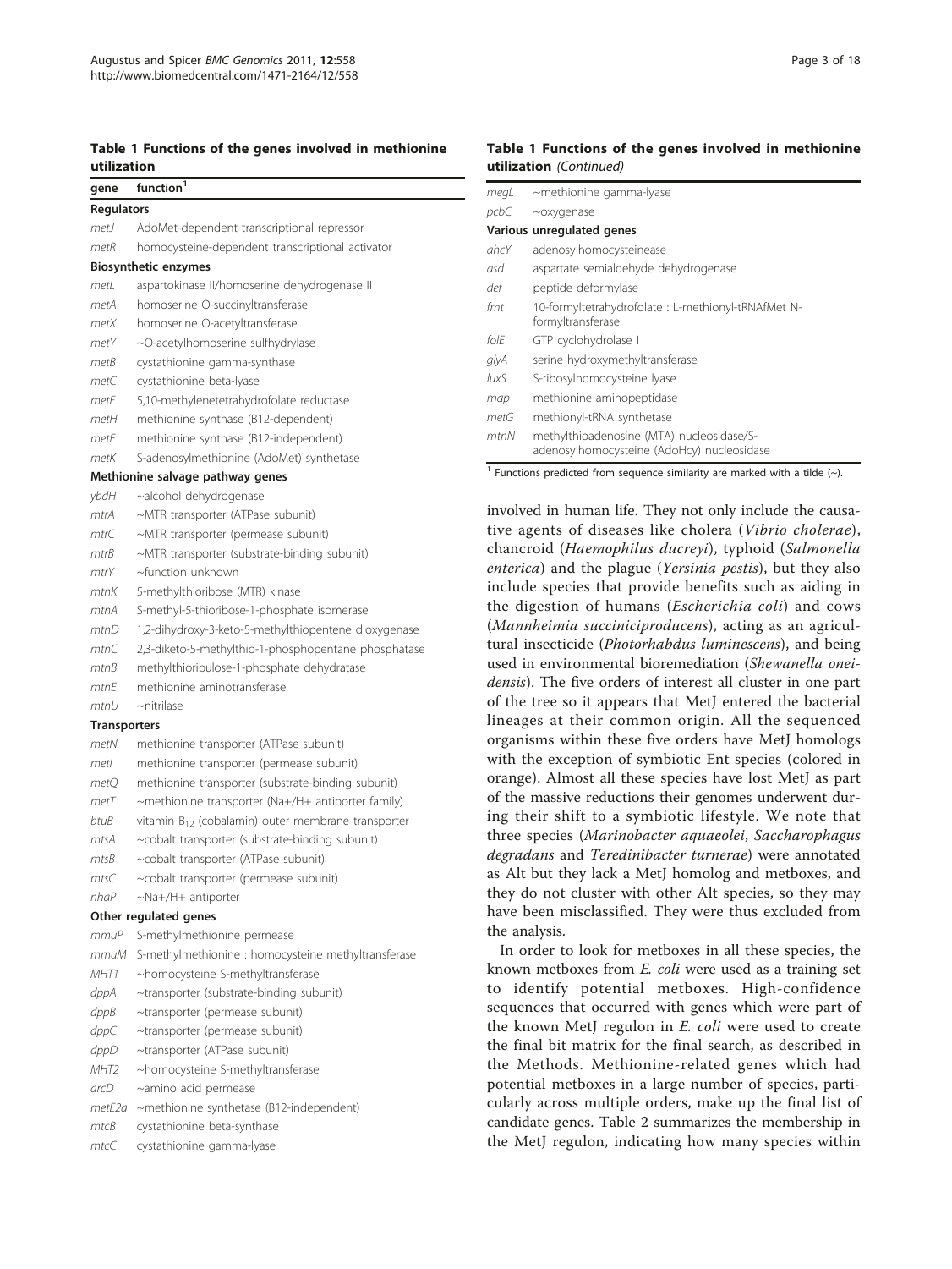**Table 1 Functions of the genes involved in methionine utilization**

| gene | function[1] |
| --- | --- |
| **Regulators** | |
| *metJ* | AdoMet-dependent transcriptional repressor |
| *metR* | homocysteine-dependent transcriptional activator |
| **Biosynthetic enzymes** | |
| *metL* | aspartokinase II/homoserine dehydrogenase II |
| *metA* | homoserine O-succinyltransferase |
| *metX* | homoserine O-acetyltransferase |
| *metY* | ~O-acetylhomoserine sulfhydrylase |
| *metB* | cystathionine gamma-synthase |
| *metC* | cystathionine beta-lyase |
| *metF* | 5,10-methylenetetrahydrofolate reductase |
| *metH* | methionine synthase (B12-dependent) |
| *metE* | methionine synthase (B12-independent) |
| *metK* | S-adenosylmethionine (AdoMet) synthetase |
| **Methionine salvage pathway genes** | |
| *ybdH* | ~alcohol dehydrogenase |
| *mtrA* | ~MTR transporter (ATPase subunit) |
| *mtrC* | ~MTR transporter (permease subunit) |
| *mtrB* | ~MTR transporter (substrate-binding subunit) |
| *mtrY* | ~function unknown |
| *mtnK* | 5-methylthioribose (MTR) kinase |
| *mtnA* | S-methyl-5-thioribose-1-phosphate isomerase |
| *mtnD* | 1,2-dihydroxy-3-keto-5-methylthiopentene dioxygenase |
| *mtnC* | 2,3-diketo-5-methylthio-1-phosphopentane phosphatase |
| *mtnB* | methylthioribulose-1-phosphate dehydratase |
| *mtnE* | methionine aminotransferase |
| *mtnU* | ~nitrilase |
| **Transporters** | |
| *metN* | methionine transporter (ATPase subunit) |
| *metI* | methionine transporter (permease subunit) |
| *metQ* | methionine transporter (substrate-binding subunit) |
| *metT* | ~methionine transporter (Na+/H+ antiporter family) |
| *btuB* | vitamin $B_{12}$ (cobalamin) outer membrane transporter |
| *mtsA* | ~cobalt transporter (substrate-binding subunit) |
| *mtsB* | ~cobalt transporter (ATPase subunit) |
| *mtsC* | ~cobalt transporter (permease subunit) |
| *nhaP* | ~Na+/H+ antiporter |
| **Other regulated genes** | |
| *mmuP* | S-methylmethionine permease |
| *mmuM* | S-methylmethionine : homocysteine methyltransferase |
| *MHT1* | ~homocysteine S-methyltransferase |
| *dppA* | ~transporter (substrate-binding subunit) |
| *dppB* | ~transporter (permease subunit) |
| *dppC* | ~transporter (permease subunit) |
| *dppD* | ~transporter (ATPase subunit) |
| *MHT2* | ~homocysteine S-methyltransferase |
| *arcD* | ~amino acid permease |
| *metE2a* | ~methionine synthetase (B12-independent) |
| *mtcB* | cystathionine beta-synthase |
| *mtcC* | cystathionine gamma-lyase |
| *megL* | ~methionine gamma-lyase |
| *pcbC* | ~oxygenase |
| **Various unregulated genes** | |
| *ahcY* | adenosylhomocysteinease |
| *asd* | aspartate semialdehyde dehydrogenase |
| *def* | peptide deformylase |
| *fmt* | 10-formyltetrahydrofolate : L-methionyl-tRNAfMet N-formyltransferase |
| *folE* | GTP cyclohydrolase I |
| *glyA* | serine hydroxymethyltransferase |
| *luxS* | S-ribosylhomocysteine lyase |
| *map* | methionine aminopeptidase |
| *metG* | methionyl-tRNA synthetase |
| *mtnN* | methylthioadenosine (MTA) nucleosidase/S-adenosylhomocysteine (AdoHcy) nucleosidase |

[1] Functions predicted from sequence similarity are marked with a tilde (~).

involved in human life. They not only include the causative agents of diseases like cholera (*Vibrio cholerae*), chancroid (*Haemophilus ducreyi*), typhoid (*Salmonella enterica*) and the plague (*Yersinia pestis*), but they also include species that provide benefits such as aiding in the digestion of humans (*Escherichia coli*) and cows (*Mannheimia succiniciproducens*), acting as an agricultural insecticide (*Photorhabdus luminescens*), and being used in environmental bioremediation (*Shewanella oneidensis*). The five orders of interest all cluster in one part of the tree so it appears that MetJ entered the bacterial lineages at their common origin. All the sequenced organisms within these five orders have MetJ homologs with the exception of symbiotic Ent species (colored in orange). Almost all these species have lost MetJ as part of the massive reductions their genomes underwent during their shift to a symbiotic lifestyle. We note that three species (*Marinobacter aquaeolei*, *Saccharophagus degradans* and *Teredinibacter turnerae*) were annotated as Alt but they lack a MetJ homolog and metboxes, and they do not cluster with other Alt species, so they may have been misclassified. They were thus excluded from the analysis.

In order to look for metboxes in all these species, the known metboxes from *E. coli* were used as a training set to identify potential metboxes. High-confidence sequences that occurred with genes which were part of the known MetJ regulon in *E. coli* were used to create the final bit matrix for the final search, as described in the Methods. Methionine-related genes which had potential metboxes in a large number of species, particularly across multiple orders, make up the final list of candidate genes. Table 2 summarizes the membership in the MetJ regulon, indicating how many species within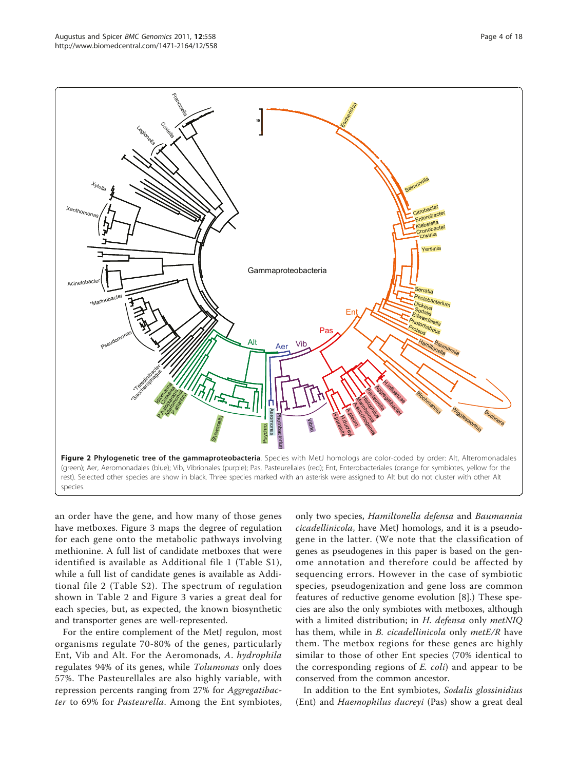**Figure 2 Phylogenetic tree of the gammaproteobacteria**. Species with MetJ homologs are color-coded by order: Alt, Alteromonadales (green); Aer, Aeromonadales (blue); Vib, Vibrionales (purple); Pas, Pasteurellales (red); Ent, Enterobacteriales (orange for symbiotes, yellow for the rest). Selected other species are show in black. Three species marked with an asterisk were assigned to Alt but do not cluster with other Alt species.

an order have the gene, and how many of those genes have metboxes. Figure 3 maps the degree of regulation for each gene onto the metabolic pathways involving methionine. A full list of candidate metboxes that were identified is available as Additional file 1 (Table S1), while a full list of candidate genes is available as Additional file 2 (Table S2). The spectrum of regulation shown in Table 2 and Figure 3 varies a great deal for each species, but, as expected, the known biosynthetic and transporter genes are well-represented.

For the entire complement of the MetJ regulon, most organisms regulate 70-80% of the genes, particularly Ent, Vib and Alt. For the Aeromonads, *A. hydrophila* regulates 94% of its genes, while *Tolumonas* only does 57%. The Pasteurellales are also highly variable, with repression percents ranging from 27% for *Aggregatibacter* to 69% for *Pasteurella*. Among the Ent symbiotes, only two species, *Hamiltonella defensa* and *Baumannia cicadellinicola*, have MetJ homologs, and it is a pseudogene in the latter. (We note that the classification of genes as pseudogenes in this paper is based on the genome annotation and therefore could be affected by sequencing errors. However in the case of symbiotic species, pseudogenization and gene loss are common features of reductive genome evolution [8].) These species are also the only symbiotes with metboxes, although with a limited distribution; in *H. defensa* only *metNIQ* has them, while in *B. cicadellinicola* only *metE/R* have them. The metbox regions for these genes are highly similar to those of other Ent species (70% identical to the corresponding regions of *E. coli*) and appear to be conserved from the common ancestor.

In addition to the Ent symbiotes, *Sodalis glossinidius* (Ent) and *Haemophilus ducreyi* (Pas) show a great deal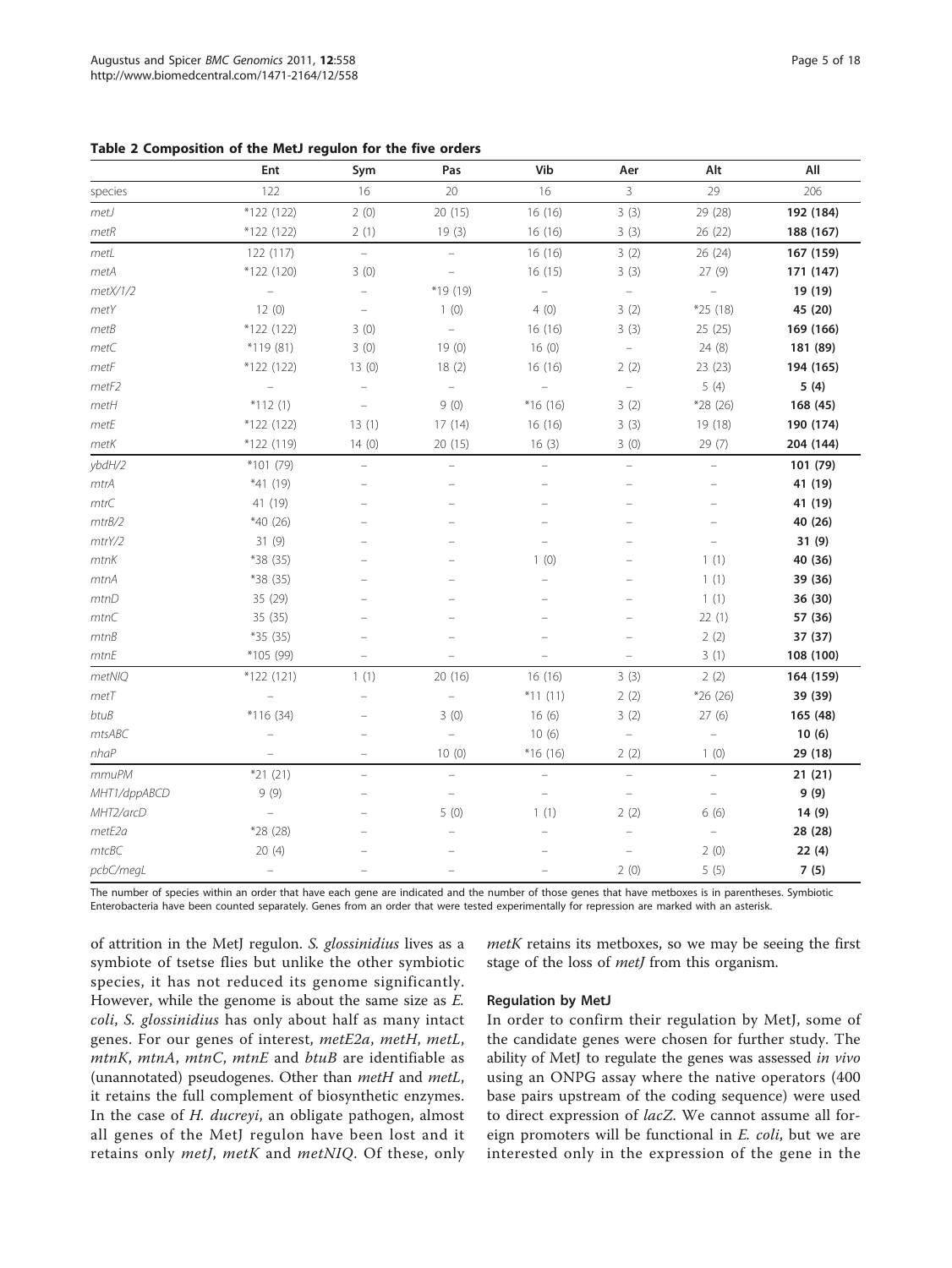**Table 2 Composition of the MetJ regulon for the five orders**

| | Ent | Sym | Pas | Vib | Aer | Alt | All |
|---|---|---|---|---|---|---|---|
| species | 122 | 16 | 20 | 16 | 3 | 29 | 206 |
| *metJ* | *122 (122) | 2 (0) | 20 (15) | 16 (16) | 3 (3) | 29 (28) | **192 (184)** |
| *metR* | *122 (122) | 2 (1) | 19 (3) | 16 (16) | 3 (3) | 26 (22) | **188 (167)** |
| *metL* | 122 (117) | – | – | 16 (16) | 3 (2) | 26 (24) | **167 (159)** |
| *metA* | *122 (120) | 3 (0) | – | 16 (15) | 3 (3) | 27 (9) | **171 (147)** |
| *metX/1/2* | – | – | *19 (19) | – | – | – | **19 (19)** |
| *metY* | 12 (0) | – | 1 (0) | 4 (0) | 3 (2) | *25 (18) | **45 (20)** |
| *metB* | *122 (122) | 3 (0) | – | 16 (16) | 3 (3) | 25 (25) | **169 (166)** |
| *metC* | *119 (81) | 3 (0) | 19 (0) | 16 (0) | – | 24 (8) | **181 (89)** |
| *metF* | *122 (122) | 13 (0) | 18 (2) | 16 (16) | 2 (2) | 23 (23) | **194 (165)** |
| *metF2* | – | – | – | – | – | 5 (4) | **5 (4)** |
| *metH* | *112 (1) | – | 9 (0) | *16 (16) | 3 (2) | *28 (26) | **168 (45)** |
| *metE* | *122 (122) | 13 (1) | 17 (14) | 16 (16) | 3 (3) | 19 (18) | **190 (174)** |
| *metK* | *122 (119) | 14 (0) | 20 (15) | 16 (3) | 3 (0) | 29 (7) | **204 (144)** |
| *ybdH/2* | *101 (79) | – | – | – | – | – | **101 (79)** |
| *mtrA* | *41 (19) | – | – | – | – | – | **41 (19)** |
| *mtrC* | 41 (19) | – | – | – | – | – | **41 (19)** |
| *mtrB/2* | *40 (26) | – | – | – | – | – | **40 (26)** |
| *mtrY/2* | 31 (9) | – | – | – | – | – | **31 (9)** |
| *mtnK* | *38 (35) | – | – | 1 (0) | – | 1 (1) | **40 (36)** |
| *mtnA* | *38 (35) | – | – | – | – | 1 (1) | **39 (36)** |
| *mtnD* | 35 (29) | – | – | – | – | 1 (1) | **36 (30)** |
| *mtnC* | 35 (35) | – | – | – | – | 22 (1) | **57 (36)** |
| *mtnB* | *35 (35) | – | – | – | – | 2 (2) | **37 (37)** |
| *mtnE* | *105 (99) | – | – | – | – | 3 (1) | **108 (100)** |
| *metNIQ* | *122 (121) | 1 (1) | 20 (16) | 16 (16) | 3 (3) | 2 (2) | **164 (159)** |
| *metT* | – | – | – | *11 (11) | 2 (2) | *26 (26) | **39 (39)** |
| *btuB* | *116 (34) | – | 3 (0) | 16 (6) | 3 (2) | 27 (6) | **165 (48)** |
| *mtsABC* | – | – | – | 10 (6) | – | – | **10 (6)** |
| *nhaP* | – | – | 10 (0) | *16 (16) | 2 (2) | 1 (0) | **29 (18)** |
| *mmuPM* | *21 (21) | – | – | – | – | – | **21 (21)** |
| *MHT1/dppABCD* | 9 (9) | – | – | – | – | – | **9 (9)** |
| *MHT2/arcD* | – | – | 5 (0) | 1 (1) | 2 (2) | 6 (6) | **14 (9)** |
| *metE2a* | *28 (28) | – | – | – | – | – | **28 (28)** |
| *mtcBC* | 20 (4) | – | – | – | – | 2 (0) | **22 (4)** |
| *pcbC/megL* | – | – | – | – | 2 (0) | 5 (5) | **7 (5)** |

The number of species within an order that have each gene are indicated and the number of those genes that have metboxes is in parentheses. Symbiotic Enterobacteria have been counted separately. Genes from an order that were tested experimentally for repression are marked with an asterisk.

of attrition in the MetJ regulon. *S. glossinidius* lives as a symbiote of tsetse flies but unlike the other symbiotic species, it has not reduced its genome significantly. However, while the genome is about the same size as *E. coli*, *S. glossinidius* has only about half as many intact genes. For our genes of interest, *metE2a*, *metH*, *metL*, *mtnK*, *mtnA*, *mtnC*, *mtnE* and *btuB* are identifiable as (unannotated) pseudogenes. Other than *metH* and *metL*, it retains the full complement of biosynthetic enzymes. In the case of *H. ducreyi*, an obligate pathogen, almost all genes of the MetJ regulon have been lost and it retains only *metJ*, *metK* and *metNIQ*. Of these, only *metK* retains its metboxes, so we may be seeing the first stage of the loss of *metJ* from this organism.

#### Regulation by MetJ

In order to confirm their regulation by MetJ, some of the candidate genes were chosen for further study. The ability of MetJ to regulate the genes was assessed *in vivo* using an ONPG assay where the native operators (400 base pairs upstream of the coding sequence) were used to direct expression of *lacZ*. We cannot assume all foreign promoters will be functional in *E. coli*, but we are interested only in the expression of the gene in the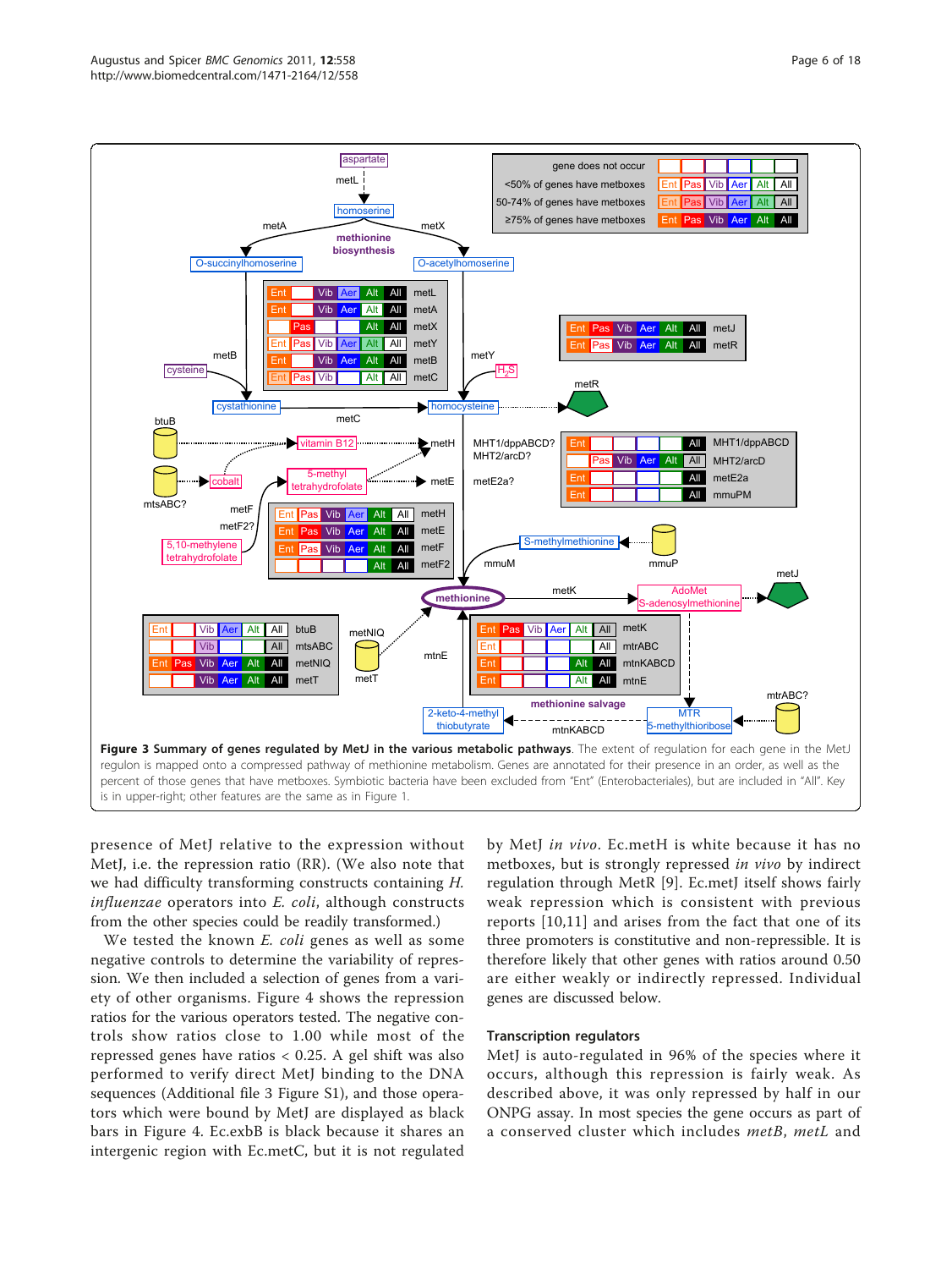**Figure 3 Summary of genes regulated by MetJ in the various metabolic pathways**. The extent of regulation for each gene in the MetJ regulon is mapped onto a compressed pathway of methionine metabolism. Genes are annotated for their presence in an order, as well as the percent of those genes that have metboxes. Symbiotic bacteria have been excluded from "Ent" (Enterobacteriales), but are included in "All". Key is in upper-right; other features are the same as in Figure 1.

presence of MetJ relative to the expression without MetJ, i.e. the repression ratio (RR). (We also note that we had difficulty transforming constructs containing *H. influenzae* operators into *E. coli*, although constructs from the other species could be readily transformed.)

We tested the known *E. coli* genes as well as some negative controls to determine the variability of repression. We then included a selection of genes from a variety of other organisms. Figure 4 shows the repression ratios for the various operators tested. The negative controls show ratios close to 1.00 while most of the repressed genes have ratios < 0.25. A gel shift was also performed to verify direct MetJ binding to the DNA sequences (Additional file 3 Figure S1), and those operators which were bound by MetJ are displayed as black bars in Figure 4. Ec.exbB is black because it shares an intergenic region with Ec.metC, but it is not regulated by MetJ *in vivo*. Ec.metH is white because it has no metboxes, but is strongly repressed *in vivo* by indirect regulation through MetR [9]. Ec.metJ itself shows fairly weak repression which is consistent with previous reports [10,11] and arises from the fact that one of its three promoters is constitutive and non-repressible. It is therefore likely that other genes with ratios around 0.50 are either weakly or indirectly repressed. Individual genes are discussed below.

### Transcription regulators

MetJ is auto-regulated in 96% of the species where it occurs, although this repression is fairly weak. As described above, it was only repressed by half in our ONPG assay. In most species the gene occurs as part of a conserved cluster which includes *metB*, *metL* and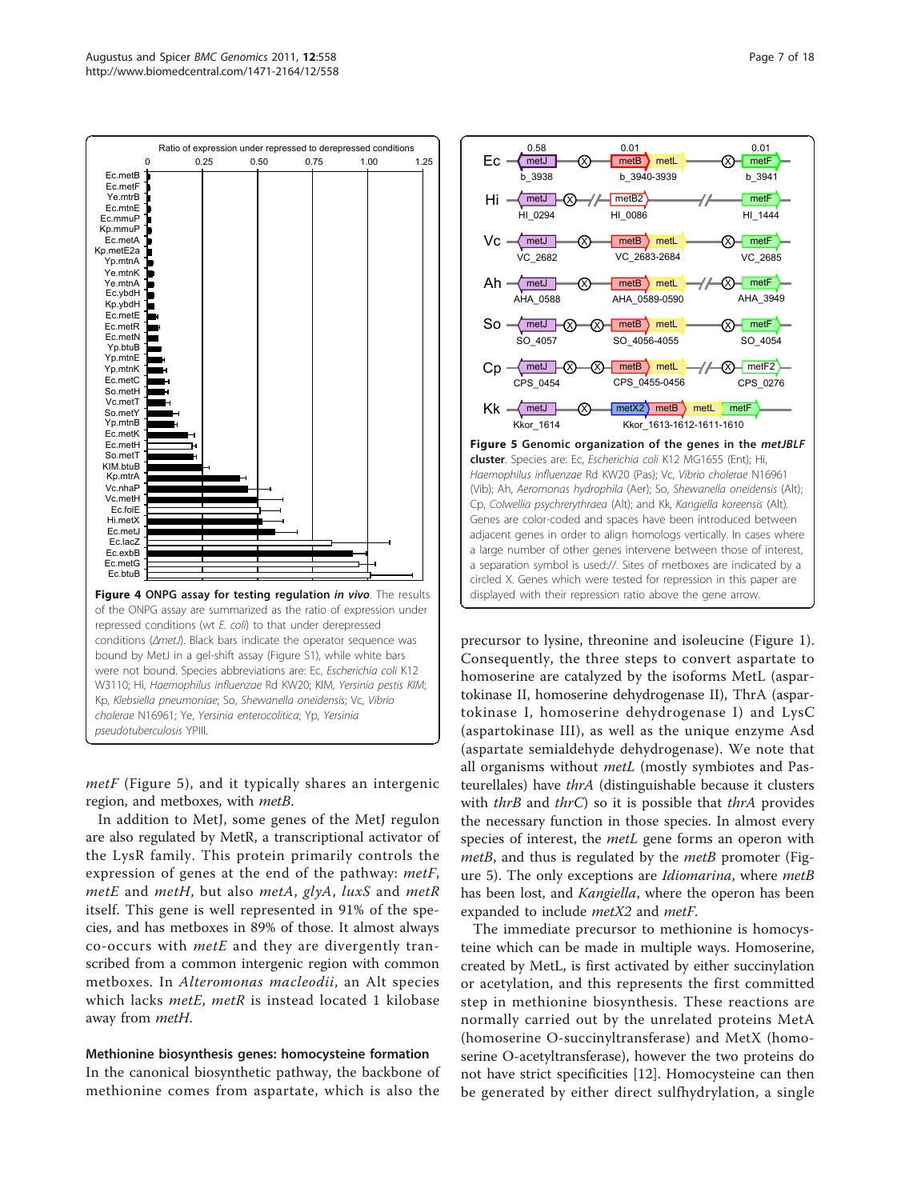**Figure 4 ONPG assay for testing regulation *in vivo*.** The results of the ONPG assay are summarized as the ratio of expression under repressed conditions (wt *E. coli*) to that under derepressed conditions (Δ*metJ*). Black bars indicate the operator sequence was bound by MetJ in a gel-shift assay (Figure S1), while white bars were not bound. Species abbreviations are: Ec, *Escherichia coli* K12 W3110; Hi, *Haemophilus influenzae* Rd KW20; KIM, *Yersinia pestis KIM*; Kp, *Klebsiella pneumoniae*; So, *Shewanella oneidensis*; Vc, *Vibrio cholerae* N16961; Ye, *Yersinia enterocolitica*; Yp, *Yersinia pseudotuberculosis* YPIII.

**Figure 5 Genomic organization of the genes in the *metJBLF* cluster**. Species are: Ec, *Escherichia coli* K12 MG1655 (Ent); Hi, *Haemophilus influenzae* Rd KW20 (Pas); Vc, *Vibrio cholerae* N16961 (Vib); Ah, *Aeromonas hydrophila* (Aer); So, *Shewanella oneidensis* (Alt); Cp, *Colwellia psychrerythraea* (Alt); and Kk, *Kangiella koreensis* (Alt). Genes are color-coded and spaces have been introduced between adjacent genes in order to align homologs vertically. In cases where a large number of other genes intervene between those of interest, a separation symbol is used://. Sites of metboxes are indicated by a circled X. Genes which were tested for repression in this paper are displayed with their repression ratio above the gene arrow.

*metF* (Figure 5), and it typically shares an intergenic region, and metboxes, with *metB*.

In addition to MetJ, some genes of the MetJ regulon are also regulated by MetR, a transcriptional activator of the LysR family. This protein primarily controls the expression of genes at the end of the pathway: *metF*, *metE* and *metH*, but also *metA*, *glyA*, *luxS* and *metR* itself. This gene is well represented in 91% of the species, and has metboxes in 89% of those. It almost always co-occurs with *metE* and they are divergently transcribed from a common intergenic region with common metboxes. In *Alteromonas macleodii*, an Alt species which lacks *metE*, *metR* is instead located 1 kilobase away from *metH*.

### Methionine biosynthesis genes: homocysteine formation

In the canonical biosynthetic pathway, the backbone of methionine comes from aspartate, which is also the precursor to lysine, threonine and isoleucine (Figure 1). Consequently, the three steps to convert aspartate to homoserine are catalyzed by the isoforms MetL (aspartokinase II, homoserine dehydrogenase II), ThrA (aspartokinase I, homoserine dehydrogenase I) and LysC (aspartokinase III), as well as the unique enzyme Asd (aspartate semialdehyde dehydrogenase). We note that all organisms without *metL* (mostly symbiotes and Pasteurellales) have *thrA* (distinguishable because it clusters with *thrB* and *thrC*) so it is possible that *thrA* provides the necessary function in those species. In almost every species of interest, the *metL* gene forms an operon with *metB*, and thus is regulated by the *metB* promoter (Figure 5). The only exceptions are *Idiomarina*, where *metB* has been lost, and *Kangiella*, where the operon has been expanded to include *metX2* and *metF*.

The immediate precursor to methionine is homocysteine which can be made in multiple ways. Homoserine, created by MetL, is first activated by either succinylation or acetylation, and this represents the first committed step in methionine biosynthesis. These reactions are normally carried out by the unrelated proteins MetA (homoserine O-succinyltransferase) and MetX (homoserine O-acetyltransferase), however the two proteins do not have strict specificities [12]. Homocysteine can then be generated by either direct sulfhydrylation, a single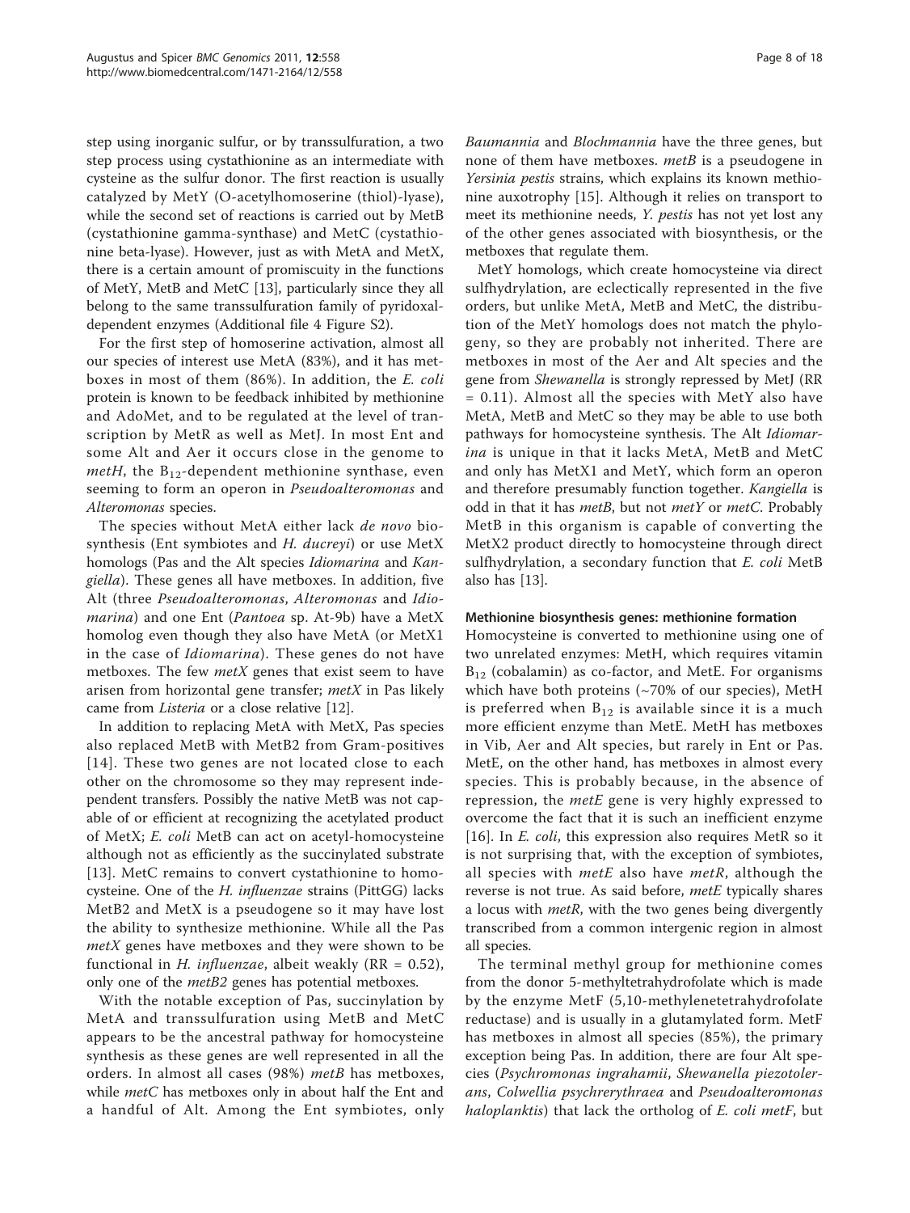step using inorganic sulfur, or by transsulfuration, a two step process using cystathionine as an intermediate with cysteine as the sulfur donor. The first reaction is usually catalyzed by MetY (O-acetylhomoserine (thiol)-lyase), while the second set of reactions is carried out by MetB (cystathionine gamma-synthase) and MetC (cystathionine beta-lyase). However, just as with MetA and MetX, there is a certain amount of promiscuity in the functions of MetY, MetB and MetC [13], particularly since they all belong to the same transsulfuration family of pyridoxal-dependent enzymes (Additional file 4 Figure S2).

For the first step of homoserine activation, almost all our species of interest use MetA (83%), and it has metboxes in most of them (86%). In addition, the *E. coli* protein is known to be feedback inhibited by methionine and AdoMet, and to be regulated at the level of transcription by MetR as well as MetJ. In most Ent and some Alt and Aer it occurs close in the genome to *metH*, the $B_{12}$-dependent methionine synthase, even seeming to form an operon in *Pseudoalteromonas* and *Alteromonas* species.

The species without MetA either lack *de novo* biosynthesis (Ent symbiotes and *H. ducreyi*) or use MetX homologs (Pas and the Alt species *Idiomarina* and *Kangiella*). These genes all have metboxes. In addition, five Alt (three *Pseudoalteromonas*, *Alteromonas* and *Idiomarina*) and one Ent (*Pantoea* sp. At-9b) have a MetX homolog even though they also have MetA (or MetX1 in the case of *Idiomarina*). These genes do not have metboxes. The few *metX* genes that exist seem to have arisen from horizontal gene transfer; *metX* in Pas likely came from *Listeria* or a close relative [12].

In addition to replacing MetA with MetX, Pas species also replaced MetB with MetB2 from Gram-positives [14]. These two genes are not located close to each other on the chromosome so they may represent independent transfers. Possibly the native MetB was not capable of or efficient at recognizing the acetylated product of MetX; *E. coli* MetB can act on acetyl-homocysteine although not as efficiently as the succinylated substrate [13]. MetC remains to convert cystathionine to homocysteine. One of the *H. influenzae* strains (PittGG) lacks MetB2 and MetX is a pseudogene so it may have lost the ability to synthesize methionine. While all the Pas *metX* genes have metboxes and they were shown to be functional in *H. influenzae*, albeit weakly (RR = 0.52), only one of the *metB2* genes has potential metboxes.

With the notable exception of Pas, succinylation by MetA and transsulfuration using MetB and MetC appears to be the ancestral pathway for homocysteine synthesis as these genes are well represented in all the orders. In almost all cases (98%) *metB* has metboxes, while *metC* has metboxes only in about half the Ent and a handful of Alt. Among the Ent symbiotes, only *Baumannia* and *Blochmannia* have the three genes, but none of them have metboxes. *metB* is a pseudogene in *Yersinia pestis* strains, which explains its known methionine auxotrophy [15]. Although it relies on transport to meet its methionine needs, *Y. pestis* has not yet lost any of the other genes associated with biosynthesis, or the metboxes that regulate them.

MetY homologs, which create homocysteine via direct sulfhydrylation, are eclectically represented in the five orders, but unlike MetA, MetB and MetC, the distribution of the MetY homologs does not match the phylogeny, so they are probably not inherited. There are metboxes in most of the Aer and Alt species and the gene from *Shewanella* is strongly repressed by MetJ (RR = 0.11). Almost all the species with MetY also have MetA, MetB and MetC so they may be able to use both pathways for homocysteine synthesis. The Alt *Idiomarina* is unique in that it lacks MetA, MetB and MetC and only has MetX1 and MetY, which form an operon and therefore presumably function together. *Kangiella* is odd in that it has *metB*, but not *metY* or *metC*. Probably MetB in this organism is capable of converting the MetX2 product directly to homocysteine through direct sulfhydrylation, a secondary function that *E. coli* MetB also has [13].

#### Methionine biosynthesis genes: methionine formation

Homocysteine is converted to methionine using one of two unrelated enzymes: MetH, which requires vitamin $B_{12}$ (cobalamin) as co-factor, and MetE. For organisms which have both proteins (~70% of our species), MetH is preferred when $B_{12}$ is available since it is a much more efficient enzyme than MetE. MetH has metboxes in Vib, Aer and Alt species, but rarely in Ent or Pas. MetE, on the other hand, has metboxes in almost every species. This is probably because, in the absence of repression, the *metE* gene is very highly expressed to overcome the fact that it is such an inefficient enzyme [16]. In *E. coli*, this expression also requires MetR so it is not surprising that, with the exception of symbiotes, all species with *metE* also have *metR*, although the reverse is not true. As said before, *metE* typically shares a locus with *metR*, with the two genes being divergently transcribed from a common intergenic region in almost all species.

The terminal methyl group for methionine comes from the donor 5-methyltetrahydrofolate which is made by the enzyme MetF (5,10-methylenetetrahydrofolate reductase) and is usually in a glutamylated form. MetF has metboxes in almost all species (85%), the primary exception being Pas. In addition, there are four Alt species (*Psychromonas ingrahamii*, *Shewanella piezotolerans*, *Colwellia psychrerythraea* and *Pseudoalteromonas haloplanktis*) that lack the ortholog of *E. coli metF*, but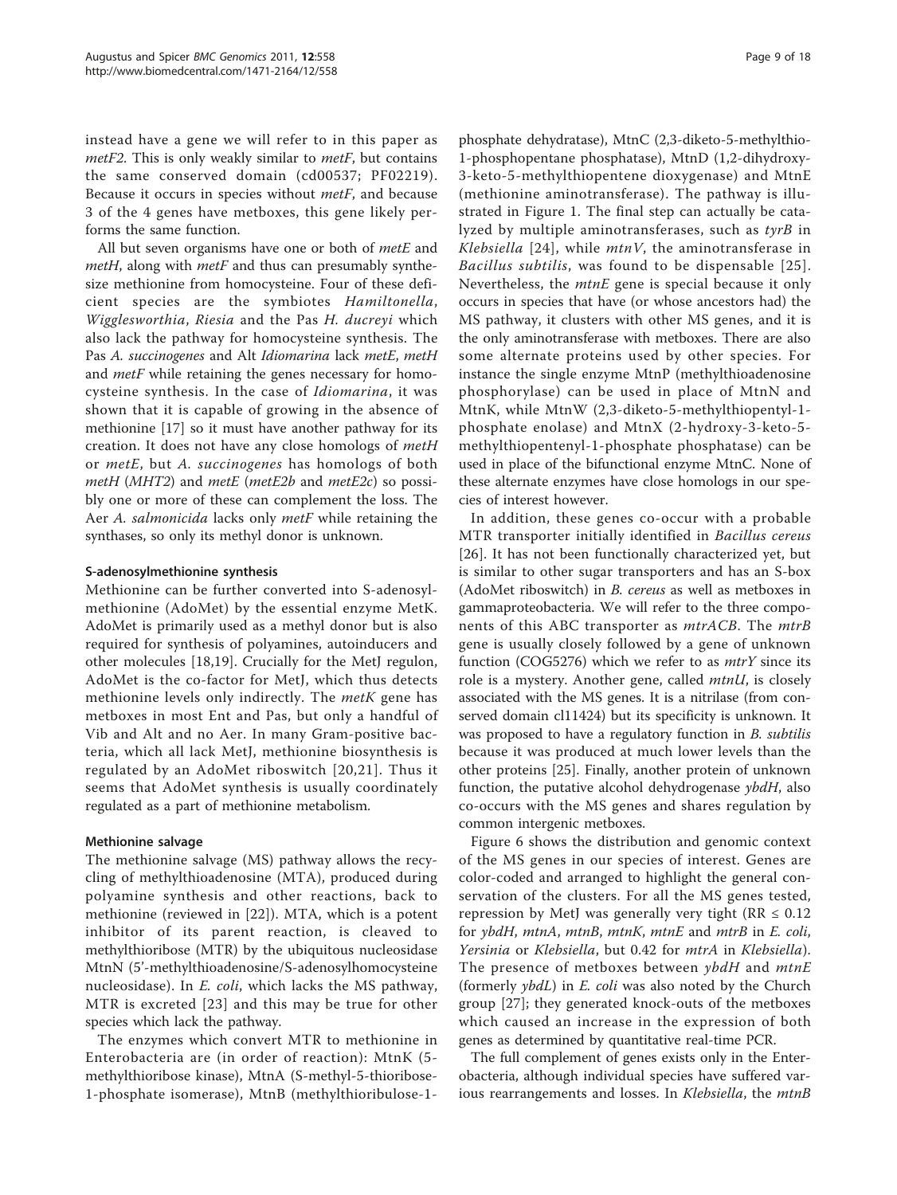instead have a gene we will refer to in this paper as *metF2*. This is only weakly similar to *metF*, but contains the same conserved domain (cd00537; PF02219). Because it occurs in species without *metF*, and because 3 of the 4 genes have metboxes, this gene likely performs the same function.

All but seven organisms have one or both of *metE* and *metH*, along with *metF* and thus can presumably synthesize methionine from homocysteine. Four of these deficient species are the symbiotes *Hamiltonella*, *Wigglesworthia*, *Riesia* and the Pas *H. ducreyi* which also lack the pathway for homocysteine synthesis. The Pas *A. succinogenes* and Alt *Idiomarina* lack *metE*, *metH* and *metF* while retaining the genes necessary for homocysteine synthesis. In the case of *Idiomarina*, it was shown that it is capable of growing in the absence of methionine [17] so it must have another pathway for its creation. It does not have any close homologs of *metH* or *metE*, but *A. succinogenes* has homologs of both *metH* (*MHT2*) and *metE* (*metE2b* and *metE2c*) so possibly one or more of these can complement the loss. The Aer *A. salmonicida* lacks only *metF* while retaining the synthases, so only its methyl donor is unknown.

### S-adenosylmethionine synthesis

Methionine can be further converted into S-adenosylmethionine (AdoMet) by the essential enzyme MetK. AdoMet is primarily used as a methyl donor but is also required for synthesis of polyamines, autoinducers and other molecules [18,19]. Crucially for the MetJ regulon, AdoMet is the co-factor for MetJ, which thus detects methionine levels only indirectly. The *metK* gene has metboxes in most Ent and Pas, but only a handful of Vib and Alt and no Aer. In many Gram-positive bacteria, which all lack MetJ, methionine biosynthesis is regulated by an AdoMet riboswitch [20,21]. Thus it seems that AdoMet synthesis is usually coordinately regulated as a part of methionine metabolism.

### Methionine salvage

The methionine salvage (MS) pathway allows the recycling of methylthioadenosine (MTA), produced during polyamine synthesis and other reactions, back to methionine (reviewed in [22]). MTA, which is a potent inhibitor of its parent reaction, is cleaved to methylthioribose (MTR) by the ubiquitous nucleosidase MtnN (5'-methylthioadenosine/S-adenosylhomocysteine nucleosidase). In *E. coli*, which lacks the MS pathway, MTR is excreted [23] and this may be true for other species which lack the pathway.

The enzymes which convert MTR to methionine in Enterobacteria are (in order of reaction): MtnK (5-methylthioribose kinase), MtnA (S-methyl-5-thioribose-1-phosphate isomerase), MtnB (methylthioribulose-1-phosphate dehydratase), MtnC (2,3-diketo-5-methylthio-1-phosphopentane phosphatase), MtnD (1,2-dihydroxy-3-keto-5-methylthiopentene dioxygenase) and MtnE (methionine aminotransferase). The pathway is illustrated in Figure 1. The final step can actually be catalyzed by multiple aminotransferases, such as *tyrB* in *Klebsiella* [24], while *mtnV*, the aminotransferase in *Bacillus subtilis*, was found to be dispensable [25]. Nevertheless, the *mtnE* gene is special because it only occurs in species that have (or whose ancestors had) the MS pathway, it clusters with other MS genes, and it is the only aminotransferase with metboxes. There are also some alternate proteins used by other species. For instance the single enzyme MtnP (methylthioadenosine phosphorylase) can be used in place of MtnN and MtnK, while MtnW (2,3-diketo-5-methylthiopentyl-1-phosphate enolase) and MtnX (2-hydroxy-3-keto-5-methylthiopentenyl-1-phosphate phosphatase) can be used in place of the bifunctional enzyme MtnC. None of these alternate enzymes have close homologs in our species of interest however.

In addition, these genes co-occur with a probable MTR transporter initially identified in *Bacillus cereus* [26]. It has not been functionally characterized yet, but is similar to other sugar transporters and has an S-box (AdoMet riboswitch) in *B. cereus* as well as metboxes in gammaproteobacteria. We will refer to the three components of this ABC transporter as *mtrACB*. The *mtrB* gene is usually closely followed by a gene of unknown function (COG5276) which we refer to as *mtrY* since its role is a mystery. Another gene, called *mtnU*, is closely associated with the MS genes. It is a nitrilase (from conserved domain cl11424) but its specificity is unknown. It was proposed to have a regulatory function in *B. subtilis* because it was produced at much lower levels than the other proteins [25]. Finally, another protein of unknown function, the putative alcohol dehydrogenase *ybdH*, also co-occurs with the MS genes and shares regulation by common intergenic metboxes.

Figure 6 shows the distribution and genomic context of the MS genes in our species of interest. Genes are color-coded and arranged to highlight the general conservation of the clusters. For all the MS genes tested, repression by MetJ was generally very tight (RR $\leq$ 0.12 for *ybdH*, *mtnA*, *mtnB*, *mtnK*, *mtnE* and *mtrB* in *E. coli*, *Yersinia* or *Klebsiella*, but 0.42 for *mtrA* in *Klebsiella*). The presence of metboxes between *ybdH* and *mtnE* (formerly *ybdL*) in *E. coli* was also noted by the Church group [27]; they generated knock-outs of the metboxes which caused an increase in the expression of both genes as determined by quantitative real-time PCR.

The full complement of genes exists only in the Enterobacteria, although individual species have suffered various rearrangements and losses. In *Klebsiella*, the *mtnB*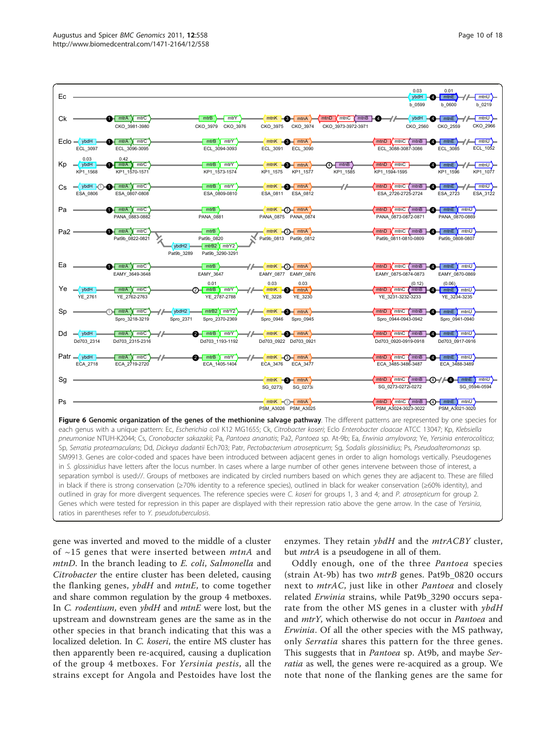**Figure 6 Genomic organization of the genes of the methionine salvage pathway**. The different patterns are represented by one species for each genus with a unique pattern: Ec, *Escherichia coli* K12 MG1655; Ck, *Citrobacter koseri*; Eclo *Enterobacter cloacae* ATCC 13047; Kp, *Klebsiella pneumoniae* NTUH-K2044; Cs, *Cronobacter sakazakii*; Pa, *Pantoea ananatis*; Pa2, *Pantoea* sp. At-9b; Ea, *Erwinia amylovora*; Ye, *Yersinia enterocolitica*; Sp, *Serratia proteamaculans*; Dd, *Dickeya dadantii* Ech703; Patr, *Pectobacterium atrosepticum*; Sg, *Sodalis glossinidius*; Ps, *Pseudoalteromonas* sp. SM9913. Genes are color-coded and spaces have been introduced between adjacent genes in order to align homologs vertically. Pseudogenes in *S. glossinidius* have letters after the locus number. In cases where a large number of other genes intervene between those of interest, a separation symbol is used://. Groups of metboxes are indicated by circled numbers based on which genes they are adjacent to. These are filled in black if there is strong conservation (≥70% identity to a reference species), outlined in black for weaker conservation (≥60% identity), and outlined in gray for more divergent sequences. The reference species were *C. koseri* for groups 1, 3 and 4; and *P. atrosepticum* for group 2. Genes which were tested for repression in this paper are displayed with their repression ratio above the gene arrow. In the case of *Yersinia*, ratios in parentheses refer to *Y. pseudotuberculosis*.

gene was inverted and moved to the middle of a cluster of ~15 genes that were inserted between *mtnA* and *mtnD*. In the branch leading to *E. coli*, *Salmonella* and *Citrobacter* the entire cluster has been deleted, causing the flanking genes, *ybdH* and *mtnE*, to come together and share common regulation by the group 4 metboxes. In *C. rodentium*, even *ybdH* and *mtnE* were lost, but the upstream and downstream genes are the same as in the other species in that branch indicating that this was a localized deletion. In *C. koseri*, the entire MS cluster has then apparently been re-acquired, causing a duplication of the group 4 metboxes. For *Yersinia pestis*, all the strains except for Angola and Pestoides have lost the enzymes. They retain *ybdH* and the *mtrACBY* cluster, but *mtrA* is a pseudogene in all of them.

Oddly enough, one of the three *Pantoea* species (strain At-9b) has two *mtrB* genes. Pat9b_0820 occurs next to *mtrAC*, just like in other *Pantoea* and closely related *Erwinia* strains, while Pat9b_3290 occurs separate from the other MS genes in a cluster with *ybdH* and *mtrY*, which otherwise do not occur in *Pantoea* and *Erwinia*. Of all the other species with the MS pathway, only *Serratia* shares this pattern for the three genes. This suggests that in *Pantoea* sp. At9b, and maybe *Serratia* as well, the genes were re-acquired as a group. We note that none of the flanking genes are the same for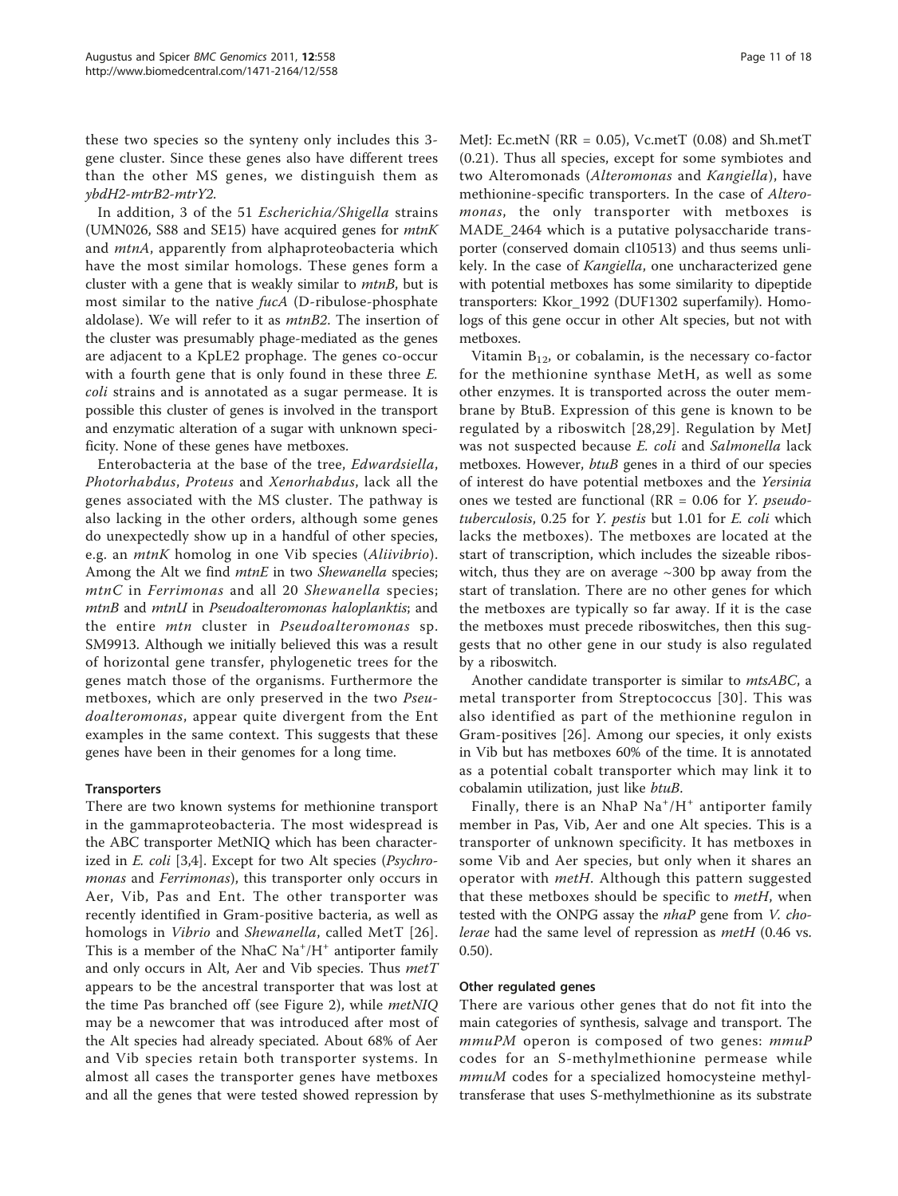these two species so the synteny only includes this 3-gene cluster. Since these genes also have different trees than the other MS genes, we distinguish them as *ybdH2-mtrB2-mtrY2*.

In addition, 3 of the 51 *Escherichia/Shigella* strains (UMN026, S88 and SE15) have acquired genes for *mtnK* and *mtnA*, apparently from alphaproteobacteria which have the most similar homologs. These genes form a cluster with a gene that is weakly similar to *mtnB*, but is most similar to the native *fucA* (D-ribulose-phosphate aldolase). We will refer to it as *mtnB2*. The insertion of the cluster was presumably phage-mediated as the genes are adjacent to a KpLE2 prophage. The genes co-occur with a fourth gene that is only found in these three *E. coli* strains and is annotated as a sugar permease. It is possible this cluster of genes is involved in the transport and enzymatic alteration of a sugar with unknown specificity. None of these genes have metboxes.

Enterobacteria at the base of the tree, *Edwardsiella*, *Photorhabdus*, *Proteus* and *Xenorhabdus*, lack all the genes associated with the MS cluster. The pathway is also lacking in the other orders, although some genes do unexpectedly show up in a handful of other species, e.g. an *mtnK* homolog in one Vib species (*Aliivibrio*). Among the Alt we find *mtnE* in two *Shewanella* species; *mtnC* in *Ferrimonas* and all 20 *Shewanella* species; *mtnB* and *mtnU* in *Pseudoalteromonas haloplanktis*; and the entire *mtn* cluster in *Pseudoalteromonas* sp. SM9913. Although we initially believed this was a result of horizontal gene transfer, phylogenetic trees for the genes match those of the organisms. Furthermore the metboxes, which are only preserved in the two *Pseudoalteromonas*, appear quite divergent from the Ent examples in the same context. This suggests that these genes have been in their genomes for a long time.

### Transporters

There are two known systems for methionine transport in the gammaproteobacteria. The most widespread is the ABC transporter MetNIQ which has been characterized in *E. coli* [3,4]. Except for two Alt species (*Psychromonas* and *Ferrimonas*), this transporter only occurs in Aer, Vib, Pas and Ent. The other transporter was recently identified in Gram-positive bacteria, as well as homologs in *Vibrio* and *Shewanella*, called MetT [26]. This is a member of the NhaC $Na^+/H^+$ antiporter family and only occurs in Alt, Aer and Vib species. Thus *metT* appears to be the ancestral transporter that was lost at the time Pas branched off (see Figure 2), while *metNIQ* may be a newcomer that was introduced after most of the Alt species had already speciated. About 68% of Aer and Vib species retain both transporter systems. In almost all cases the transporter genes have metboxes and all the genes that were tested showed repression by MetJ: Ec.metN (RR = 0.05), Vc.metT (0.08) and Sh.metT (0.21). Thus all species, except for some symbiotes and two Alteromonads (*Alteromonas* and *Kangiella*), have methionine-specific transporters. In the case of *Alteromonas*, the only transporter with metboxes is MADE_2464 which is a putative polysaccharide transporter (conserved domain cl10513) and thus seems unlikely. In the case of *Kangiella*, one uncharacterized gene with potential metboxes has some similarity to dipeptide transporters: Kkor_1992 (DUF1302 superfamily). Homologs of this gene occur in other Alt species, but not with metboxes.

Vitamin $B_{12}$, or cobalamin, is the necessary co-factor for the methionine synthase MetH, as well as some other enzymes. It is transported across the outer membrane by BtuB. Expression of this gene is known to be regulated by a riboswitch [28,29]. Regulation by MetJ was not suspected because *E. coli* and *Salmonella* lack metboxes. However, *btuB* genes in a third of our species of interest do have potential metboxes and the *Yersinia* ones we tested are functional (RR = 0.06 for *Y. pseudotuberculosis*, 0.25 for *Y. pestis* but 1.01 for *E. coli* which lacks the metboxes). The metboxes are located at the start of transcription, which includes the sizeable riboswitch, thus they are on average ~300 bp away from the start of translation. There are no other genes for which the metboxes are typically so far away. If it is the case the metboxes must precede riboswitches, then this suggests that no other gene in our study is also regulated by a riboswitch.

Another candidate transporter is similar to *mtsABC*, a metal transporter from Streptococcus [30]. This was also identified as part of the methionine regulon in Gram-positives [26]. Among our species, it only exists in Vib but has metboxes 60% of the time. It is annotated as a potential cobalt transporter which may link it to cobalamin utilization, just like *btuB*.

Finally, there is an NhaP $Na^+/H^+$ antiporter family member in Pas, Vib, Aer and one Alt species. This is a transporter of unknown specificity. It has metboxes in some Vib and Aer species, but only when it shares an operator with *metH*. Although this pattern suggested that these metboxes should be specific to *metH*, when tested with the ONPG assay the *nhaP* gene from *V. cholerae* had the same level of repression as *metH* (0.46 vs. 0.50).

### Other regulated genes

There are various other genes that do not fit into the main categories of synthesis, salvage and transport. The *mmuPM* operon is composed of two genes: *mmuP* codes for an S-methylmethionine permease while *mmuM* codes for a specialized homocysteine methyltransferase that uses S-methylmethionine as its substrate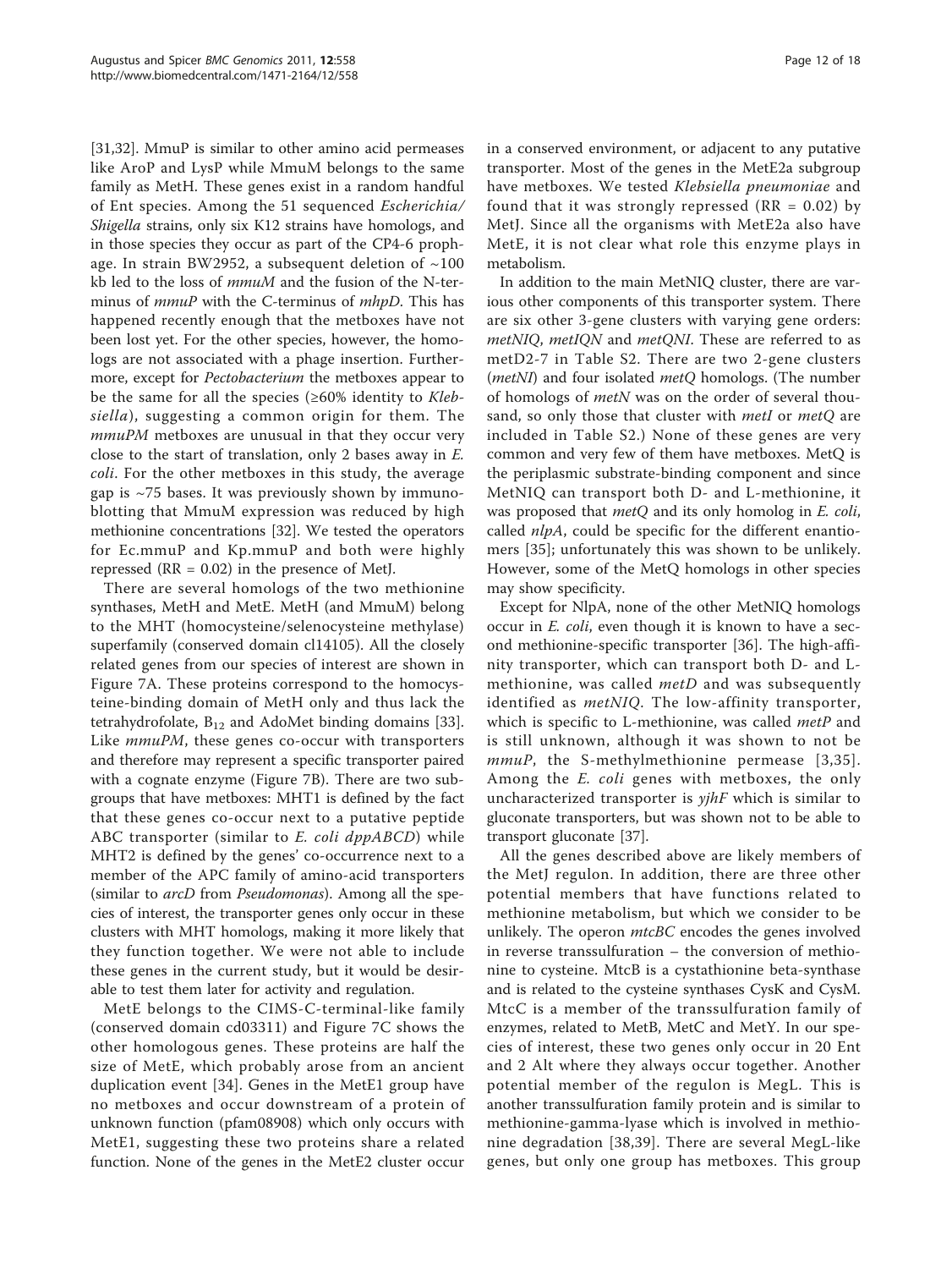[31,32]. MmuP is similar to other amino acid permeases like AroP and LysP while MmuM belongs to the same family as MetH. These genes exist in a random handful of Ent species. Among the 51 sequenced *Escherichia/Shigella* strains, only six K12 strains have homologs, and in those species they occur as part of the CP4-6 prophage. In strain BW2952, a subsequent deletion of ~100 kb led to the loss of *mmuM* and the fusion of the N-terminus of *mmuP* with the C-terminus of *mhpD*. This has happened recently enough that the metboxes have not been lost yet. For the other species, however, the homologs are not associated with a phage insertion. Furthermore, except for *Pectobacterium* the metboxes appear to be the same for all the species (≥60% identity to *Klebsiella*), suggesting a common origin for them. The *mmuPM* metboxes are unusual in that they occur very close to the start of translation, only 2 bases away in *E. coli*. For the other metboxes in this study, the average gap is ~75 bases. It was previously shown by immunoblotting that MmuM expression was reduced by high methionine concentrations [32]. We tested the operators for Ec.mmuP and Kp.mmuP and both were highly repressed (RR = 0.02) in the presence of MetJ.

There are several homologs of the two methionine synthases, MetH and MetE. MetH (and MmuM) belong to the MHT (homocysteine/selenocysteine methylase) superfamily (conserved domain cl14105). All the closely related genes from our species of interest are shown in Figure 7A. These proteins correspond to the homocysteine-binding domain of MetH only and thus lack the tetrahydrofolate, $B_{12}$ and AdoMet binding domains [33]. Like *mmuPM*, these genes co-occur with transporters and therefore may represent a specific transporter paired with a cognate enzyme (Figure 7B). There are two subgroups that have metboxes: MHT1 is defined by the fact that these genes co-occur next to a putative peptide ABC transporter (similar to *E. coli dppABCD*) while MHT2 is defined by the genes' co-occurrence next to a member of the APC family of amino-acid transporters (similar to *arcD* from *Pseudomonas*). Among all the species of interest, the transporter genes only occur in these clusters with MHT homologs, making it more likely that they function together. We were not able to include these genes in the current study, but it would be desirable to test them later for activity and regulation.

MetE belongs to the CIMS-C-terminal-like family (conserved domain cd03311) and Figure 7C shows the other homologous genes. These proteins are half the size of MetE, which probably arose from an ancient duplication event [34]. Genes in the MetE1 group have no metboxes and occur downstream of a protein of unknown function (pfam08908) which only occurs with MetE1, suggesting these two proteins share a related function. None of the genes in the MetE2 cluster occur in a conserved environment, or adjacent to any putative transporter. Most of the genes in the MetE2a subgroup have metboxes. We tested *Klebsiella pneumoniae* and found that it was strongly repressed (RR = 0.02) by MetJ. Since all the organisms with MetE2a also have MetE, it is not clear what role this enzyme plays in metabolism.

In addition to the main MetNIQ cluster, there are various other components of this transporter system. There are six other 3-gene clusters with varying gene orders: *metNIQ*, *metIQN* and *metQNI*. These are referred to as metD2-7 in Table S2. There are two 2-gene clusters (*metNI*) and four isolated *metQ* homologs. (The number of homologs of *metN* was on the order of several thousand, so only those that cluster with *metI* or *metQ* are included in Table S2.) None of these genes are very common and very few of them have metboxes. MetQ is the periplasmic substrate-binding component and since MetNIQ can transport both D- and L-methionine, it was proposed that *metQ* and its only homolog in *E. coli*, called *nlpA*, could be specific for the different enantiomers [35]; unfortunately this was shown to be unlikely. However, some of the MetQ homologs in other species may show specificity.

Except for NlpA, none of the other MetNIQ homologs occur in *E. coli*, even though it is known to have a second methionine-specific transporter [36]. The high-affinity transporter, which can transport both D- and L-methionine, was called *metD* and was subsequently identified as *metNIQ*. The low-affinity transporter, which is specific to L-methionine, was called *metP* and is still unknown, although it was shown to not be *mmuP*, the S-methylmethionine permease [3,35]. Among the *E. coli* genes with metboxes, the only uncharacterized transporter is *yjhF* which is similar to gluconate transporters, but was shown not to be able to transport gluconate [37].

All the genes described above are likely members of the MetJ regulon. In addition, there are three other potential members that have functions related to methionine metabolism, but which we consider to be unlikely. The operon *mtcBC* encodes the genes involved in reverse transsulfuration – the conversion of methionine to cysteine. MtcB is a cystathionine beta-synthase and is related to the cysteine synthases CysK and CysM. MtcC is a member of the transsulfuration family of enzymes, related to MetB, MetC and MetY. In our species of interest, these two genes only occur in 20 Ent and 2 Alt where they always occur together. Another potential member of the regulon is MegL. This is another transsulfuration family protein and is similar to methionine-gamma-lyase which is involved in methionine degradation [38,39]. There are several MegL-like genes, but only one group has metboxes. This group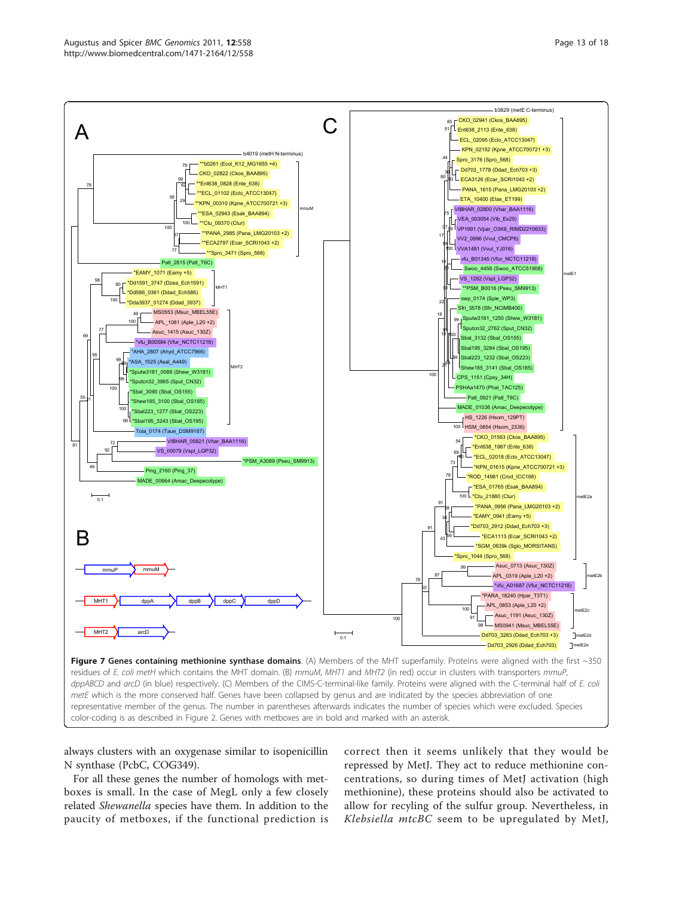**Figure 7 Genes containing methionine synthase domains**. (A) Members of the MHT superfamily. Proteins were aligned with the first ~350 residues of *E. coli metH* which contains the MHT domain. (B) *mmuM*, *MHT1* and *MHT2* (in red) occur in clusters with transporters *mmuP*, *dppABCD* and *arcD* (in blue) respectively. (C) Members of the CIMS-C-terminal-like family. Proteins were aligned with the C-terminal half of *E. coli metE* which is the more conserved half. Genes have been collapsed by genus and are indicated by the species abbreviation of one representative member of the genus. The number in parentheses afterwards indicates the number of species which were excluded. Species color-coding is as described in Figure 2. Genes with metboxes are in bold and marked with an asterisk.

always clusters with an oxygenase similar to isopenicillin N synthase (PcbC, COG349).

For all these genes the number of homologs with metboxes is small. In the case of MegL only a few closely related *Shewanella* species have them. In addition to the paucity of metboxes, if the functional prediction is correct then it seems unlikely that they would be repressed by MetJ. They act to reduce methionine concentrations, so during times of MetJ activation (high methionine), these proteins should also be activated to allow for recycling of the sulfur group. Nevertheless, in *Klebsiella mtcBC* seem to be upregulated by MetJ,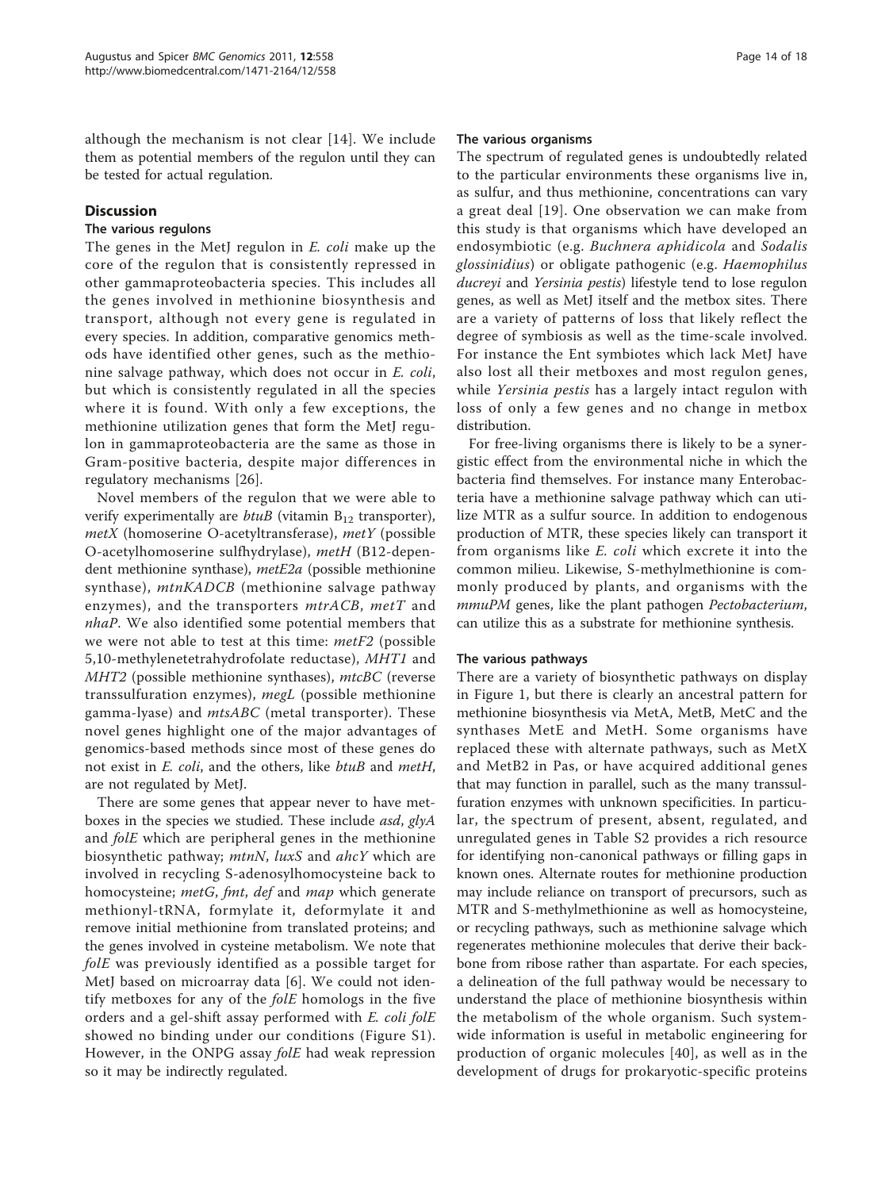although the mechanism is not clear [14]. We include them as potential members of the regulon until they can be tested for actual regulation.

## Discussion

### The various regulons

The genes in the MetJ regulon in *E. coli* make up the core of the regulon that is consistently repressed in other gammaproteobacteria species. This includes all the genes involved in methionine biosynthesis and transport, although not every gene is regulated in every species. In addition, comparative genomics methods have identified other genes, such as the methionine salvage pathway, which does not occur in *E. coli*, but which is consistently regulated in all the species where it is found. With only a few exceptions, the methionine utilization genes that form the MetJ regulon in gammaproteobacteria are the same as those in Gram-positive bacteria, despite major differences in regulatory mechanisms [26].

Novel members of the regulon that we were able to verify experimentally are *btuB* (vitamin $B_{12}$ transporter), *metX* (homoserine O-acetyltransferase), *metY* (possible O-acetylhomoserine sulfhydrylase), *metH* (B12-dependent methionine synthase), *metE2a* (possible methionine synthase), *mtnKADCB* (methionine salvage pathway enzymes), and the transporters *mtrACB*, *metT* and *nhaP*. We also identified some potential members that we were not able to test at this time: *metF2* (possible 5,10-methylenetetrahydrofolate reductase), *MHT1* and *MHT2* (possible methionine synthases), *mtcBC* (reverse transsulfuration enzymes), *megL* (possible methionine gamma-lyase) and *mtsABC* (metal transporter). These novel genes highlight one of the major advantages of genomics-based methods since most of these genes do not exist in *E. coli*, and the others, like *btuB* and *metH*, are not regulated by MetJ.

There are some genes that appear never to have metboxes in the species we studied. These include *asd*, *glyA* and *folE* which are peripheral genes in the methionine biosynthetic pathway; *mtnN*, *luxS* and *ahcY* which are involved in recycling S-adenosylhomocysteine back to homocysteine; *metG*, *fmt*, *def* and *map* which generate methionyl-tRNA, formylate it, deformylate it and remove initial methionine from translated proteins; and the genes involved in cysteine metabolism. We note that *folE* was previously identified as a possible target for MetJ based on microarray data [6]. We could not identify metboxes for any of the *folE* homologs in the five orders and a gel-shift assay performed with *E. coli folE* showed no binding under our conditions (Figure S1). However, in the ONPG assay *folE* had weak repression so it may be indirectly regulated.

### The various organisms

The spectrum of regulated genes is undoubtedly related to the particular environments these organisms live in, as sulfur, and thus methionine, concentrations can vary a great deal [19]. One observation we can make from this study is that organisms which have developed an endosymbiotic (e.g. *Buchnera aphidicola* and *Sodalis glossinidius*) or obligate pathogenic (e.g. *Haemophilus ducreyi* and *Yersinia pestis*) lifestyle tend to lose regulon genes, as well as MetJ itself and the metbox sites. There are a variety of patterns of loss that likely reflect the degree of symbiosis as well as the time-scale involved. For instance the Ent symbiotes which lack MetJ have also lost all their metboxes and most regulon genes, while *Yersinia pestis* has a largely intact regulon with loss of only a few genes and no change in metbox distribution.

For free-living organisms there is likely to be a synergistic effect from the environmental niche in which the bacteria find themselves. For instance many Enterobacteria have a methionine salvage pathway which can utilize MTR as a sulfur source. In addition to endogenous production of MTR, these species likely can transport it from organisms like *E. coli* which excrete it into the common milieu. Likewise, S-methylmethionine is commonly produced by plants, and organisms with the *mmuPM* genes, like the plant pathogen *Pectobacterium*, can utilize this as a substrate for methionine synthesis.

### The various pathways

There are a variety of biosynthetic pathways on display in Figure 1, but there is clearly an ancestral pattern for methionine biosynthesis via MetA, MetB, MetC and the synthases MetE and MetH. Some organisms have replaced these with alternate pathways, such as MetX and MetB2 in Pas, or have acquired additional genes that may function in parallel, such as the many transsulfuration enzymes with unknown specificities. In particular, the spectrum of present, absent, regulated, and unregulated genes in Table S2 provides a rich resource for identifying non-canonical pathways or filling gaps in known ones. Alternate routes for methionine production may include reliance on transport of precursors, such as MTR and S-methylmethionine as well as homocysteine, or recycling pathways, such as methionine salvage which regenerates methionine molecules that derive their backbone from ribose rather than aspartate. For each species, a delineation of the full pathway would be necessary to understand the place of methionine biosynthesis within the metabolism of the whole organism. Such system-wide information is useful in metabolic engineering for production of organic molecules [40], as well as in the development of drugs for prokaryotic-specific proteins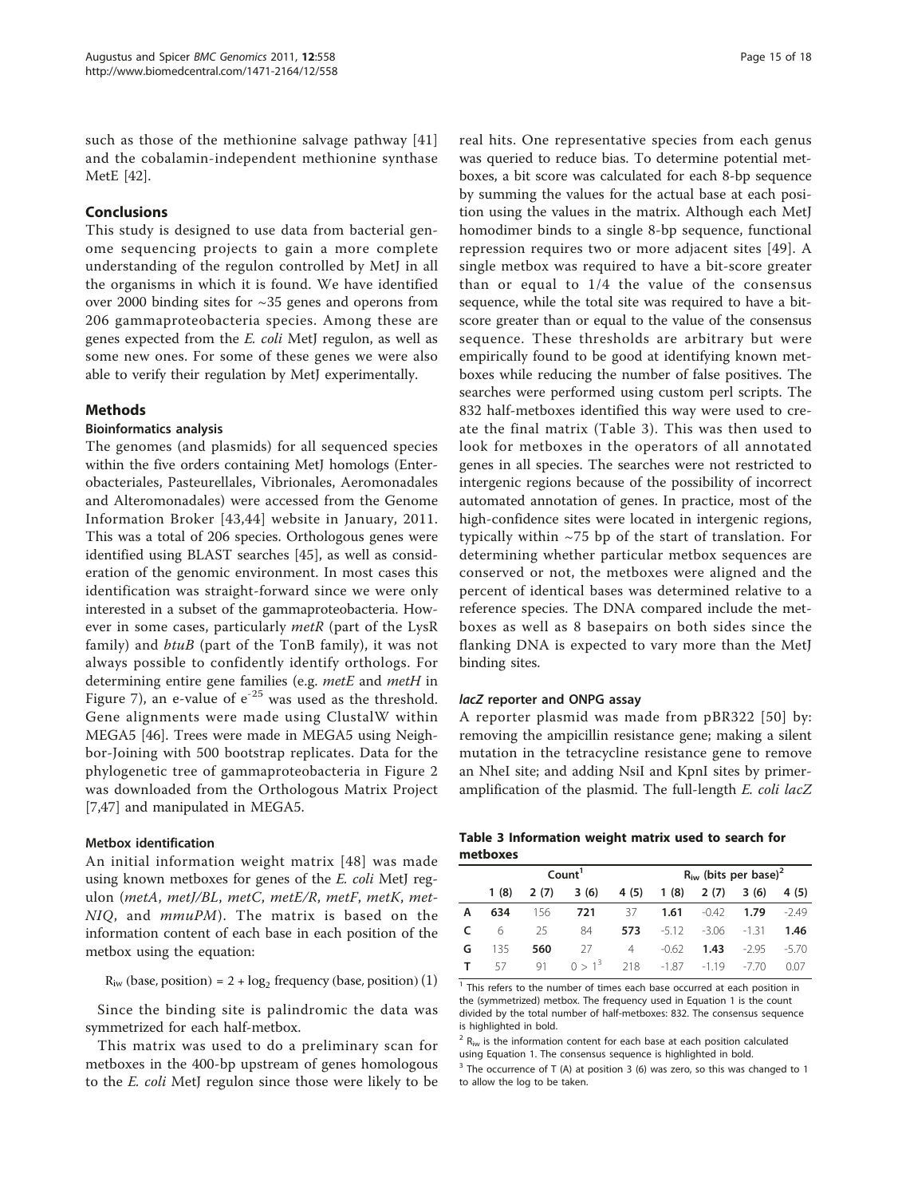such as those of the methionine salvage pathway [41] and the cobalamin-independent methionine synthase MetE [42].

## Conclusions

This study is designed to use data from bacterial genome sequencing projects to gain a more complete understanding of the regulon controlled by MetJ in all the organisms in which it is found. We have identified over 2000 binding sites for ~35 genes and operons from 206 gammaproteobacteria species. Among these are genes expected from the *E. coli* MetJ regulon, as well as some new ones. For some of these genes we were also able to verify their regulation by MetJ experimentally.

## Methods

### Bioinformatics analysis

The genomes (and plasmids) for all sequenced species within the five orders containing MetJ homologs (Enterobacteriales, Pasteurellales, Vibrionales, Aeromonadales and Alteromonadales) were accessed from the Genome Information Broker [43,44] website in January, 2011. This was a total of 206 species. Orthologous genes were identified using BLAST searches [45], as well as consideration of the genomic environment. In most cases this identification was straight-forward since we were only interested in a subset of the gammaproteobacteria. However in some cases, particularly *metR* (part of the LysR family) and *btuB* (part of the TonB family), it was not always possible to confidently identify orthologs. For determining entire gene families (e.g. *metE* and *metH* in Figure 7), an e-value of $e^{-25}$ was used as the threshold. Gene alignments were made using ClustalW within MEGA5 [46]. Trees were made in MEGA5 using Neighbor-Joining with 500 bootstrap replicates. Data for the phylogenetic tree of gammaproteobacteria in Figure 2 was downloaded from the Orthologous Matrix Project [7,47] and manipulated in MEGA5.

### Metbox identification

An initial information weight matrix [48] was made using known metboxes for genes of the *E. coli* MetJ regulon (*metA*, *metJ/BL*, *metC*, *metE/R*, *metF*, *metK*, *metNIQ*, and *mmuPM*). The matrix is based on the information content of each base in each position of the metbox using the equation:

$$R_{iw}\,(\text{base, position}) = 2 + \log_2 \text{frequency}\,(\text{base, position}) \quad (1)$$

Since the binding site is palindromic the data was symmetrized for each half-metbox.

This matrix was used to do a preliminary scan for metboxes in the 400-bp upstream of genes homologous to the *E. coli* MetJ regulon since those were likely to be real hits. One representative species from each genus was queried to reduce bias. To determine potential metboxes, a bit score was calculated for each 8-bp sequence by summing the values for the actual base at each position using the values in the matrix. Although each MetJ homodimer binds to a single 8-bp sequence, functional repression requires two or more adjacent sites [49]. A single metbox was required to have a bit-score greater than or equal to 1/4 the value of the consensus sequence, while the total site was required to have a bit-score greater than or equal to the value of the consensus sequence. These thresholds are arbitrary but were empirically found to be good at identifying known metboxes while reducing the number of false positives. The searches were performed using custom perl scripts. The 832 half-metboxes identified this way were used to create the final matrix (Table 3). This was then used to look for metboxes in the operators of all annotated genes in all species. The searches were not restricted to intergenic regions because of the possibility of incorrect automated annotation of genes. In practice, most of the high-confidence sites were located in intergenic regions, typically within ~75 bp of the start of translation. For determining whether particular metbox sequences are conserved or not, the metboxes were aligned and the percent of identical bases was determined relative to a reference species. The DNA compared include the metboxes as well as 8 basepairs on both sides since the flanking DNA is expected to vary more than the MetJ binding sites.

### *lacZ* reporter and ONPG assay

A reporter plasmid was made from pBR322 [50] by: removing the ampicillin resistance gene; making a silent mutation in the tetracycline resistance gene to remove an NheI site; and adding NsiI and KpnI sites by primer-amplification of the plasmid. The full-length *E. coli lacZ*

**Table 3 Information weight matrix used to search for metboxes**

| | Count[1] | | | | $R_{iw}$ (bits per base)[2] | | | |
|---|---|---|---|---|---|---|---|---|
| | 1 (8) | 2 (7) | 3 (6) | 4 (5) | 1 (8) | 2 (7) | 3 (6) | 4 (5) |
| **A** | **634** | 156 | **721** | 37 | **1.61** | -0.42 | **1.79** | -2.49 |
| **C** | 6 | 25 | 84 | **573** | -5.12 | -3.06 | -1.31 | **1.46** |
| **G** | 135 | **560** | 27 | 4 | -0.62 | **1.43** | -2.95 | -5.70 |
| **T** | 57 | 91 | 0 > 1[3] | 218 | -1.87 | -1.19 | -7.70 | 0.07 |

[1] This refers to the number of times each base occurred at each position in the (symmetrized) metbox. The frequency used in Equation 1 is the count divided by the total number of half-metboxes: 832. The consensus sequence is highlighted in bold.

[2] $R_{iw}$ is the information content for each base at each position calculated using Equation 1. The consensus sequence is highlighted in bold.

[3] The occurrence of T (A) at position 3 (6) was zero, so this was changed to 1 to allow the log to be taken.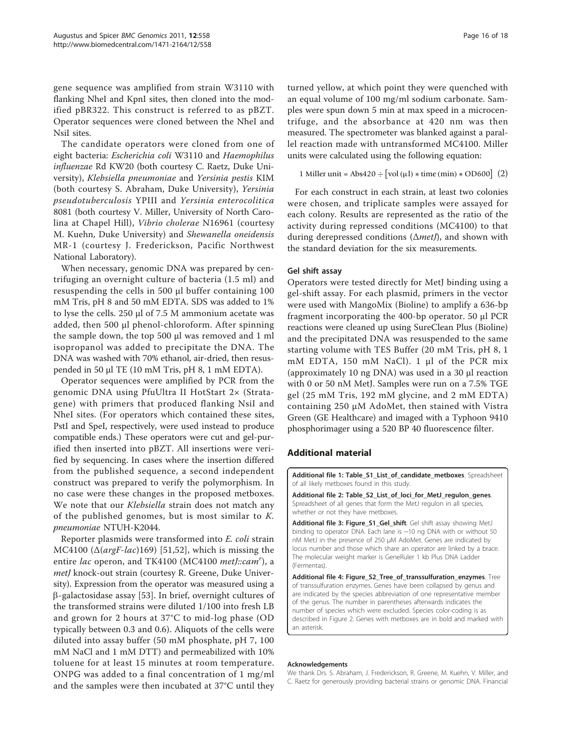gene sequence was amplified from strain W3110 with flanking NheI and KpnI sites, then cloned into the modified pBR322. This construct is referred to as pBZT. Operator sequences were cloned between the NheI and NsiI sites.

The candidate operators were cloned from one of eight bacteria: *Escherichia coli* W3110 and *Haemophilus influenzae* Rd KW20 (both courtesy C. Raetz, Duke University), *Klebsiella pneumoniae* and *Yersinia pestis* KIM (both courtesy S. Abraham, Duke University), *Yersinia pseudotuberculosis* YPIII and *Yersinia enterocolitica* 8081 (both courtesy V. Miller, University of North Carolina at Chapel Hill), *Vibrio cholerae* N16961 (courtesy M. Kuehn, Duke University) and *Shewanella oneidensis* MR-1 (courtesy J. Fredrickson, Pacific Northwest National Laboratory).

When necessary, genomic DNA was prepared by centrifuging an overnight culture of bacteria (1.5 ml) and resuspending the cells in 500 μl buffer containing 100 mM Tris, pH 8 and 50 mM EDTA. SDS was added to 1% to lyse the cells. 250 μl of 7.5 M ammonium acetate was added, then 500 μl phenol-chloroform. After spinning the sample down, the top 500 μl was removed and 1 ml isopropanol was added to precipitate the DNA. The DNA was washed with 70% ethanol, air-dried, then resuspended in 50 μl TE (10 mM Tris, pH 8, 1 mM EDTA).

Operator sequences were amplified by PCR from the genomic DNA using PfuUltra II HotStart 2× (Stratagene) with primers that produced flanking NsiI and NheI sites. (For operators which contained these sites, PstI and SpeI, respectively, were used instead to produce compatible ends.) These operators were cut and gel-purified then inserted into pBZT. All insertions were verified by sequencing. In cases where the insertion differed from the published sequence, a second independent construct was prepared to verify the polymorphism. In no case were these changes in the proposed metboxes. We note that our *Klebsiella* strain does not match any of the published genomes, but is most similar to *K. pneumoniae* NTUH-K2044.

Reporter plasmids were transformed into *E. coli* strain MC4100 (Δ(*argF-lac*)169) [51,52], which is missing the entire *lac* operon, and TK4100 (MC4100 *metJ::cam^r*), a *metJ* knock-out strain (courtesy R. Greene, Duke University). Expression from the operator was measured using a β-galactosidase assay [53]. In brief, overnight cultures of the transformed strains were diluted 1/100 into fresh LB and grown for 2 hours at 37°C to mid-log phase (OD typically between 0.3 and 0.6). Aliquots of the cells were diluted into assay buffer (50 mM phosphate, pH 7, 100 mM NaCl and 1 mM DTT) and permeabilized with 10% toluene for at least 15 minutes at room temperature. ONPG was added to a final concentration of 1 mg/ml and the samples were then incubated at 37°C until they turned yellow, at which point they were quenched with an equal volume of 100 mg/ml sodium carbonate. Samples were spun down 5 min at max speed in a microcentrifuge, and the absorbance at 420 nm was then measured. The spectrometer was blanked against a parallel reaction made with untransformed MC4100. Miller units were calculated using the following equation:

$$1 \text{ Miller unit} = \text{Abs420} \div \left[\text{vol}\,(\mu\text{l}) * \text{time}\,(\text{min}) * \text{OD600}\right] \quad (2)$$

For each construct in each strain, at least two colonies were chosen, and triplicate samples were assayed for each colony. Results are represented as the ratio of the activity during repressed conditions (MC4100) to that during derepressed conditions (Δ*metJ*), and shown with the standard deviation for the six measurements.

### Gel shift assay

Operators were tested directly for MetJ binding using a gel-shift assay. For each plasmid, primers in the vector were used with MangoMix (Bioline) to amplify a 636-bp fragment incorporating the 400-bp operator. 50 μl PCR reactions were cleaned up using SureClean Plus (Bioline) and the precipitated DNA was resuspended to the same starting volume with TES Buffer (20 mM Tris, pH 8, 1 mM EDTA, 150 mM NaCl). 1 μl of the PCR mix (approximately 10 ng DNA) was used in a 30 μl reaction with 0 or 50 nM MetJ. Samples were run on a 7.5% TGE gel (25 mM Tris, 192 mM glycine, and 2 mM EDTA) containing 250 μM AdoMet, then stained with Vistra Green (GE Healthcare) and imaged with a Typhoon 9410 phosphorimager using a 520 BP 40 fluorescence filter.

## Additional material

**Additional file 1: Table_S1_List_of_candidate_metboxes**. Spreadsheet of all likely metboxes found in this study.

**Additional file 2: Table_S2_List_of_loci_for_MetJ_regulon_genes**. Spreadsheet of all genes that form the MetJ regulon in all species, whether or not they have metboxes.

**Additional file 3: Figure_S1_Gel_shift**. Gel shift assay showing MetJ binding to operator DNA. Each lane is ~10 ng DNA with or without 50 nM MetJ in the presence of 250 μM AdoMet. Genes are indicated by locus number and those which share an operator are linked by a brace. The molecular weight marker is GeneRuler 1 kb Plus DNA Ladder (Fermentas).

**Additional file 4: Figure_S2_Tree_of_transsulfuration_enzymes**. Tree of transsulfuration enzymes. Genes have been collapsed by genus and are indicated by the species abbreviation of one representative member of the genus. The number in parentheses afterwards indicates the number of species which were excluded. Species color-coding is as described in Figure 2. Genes with metboxes are in bold and marked with an asterisk.

#### Acknowledgements

We thank Drs. S. Abraham, J. Fredrickson, R. Greene, M. Kuehn, V. Miller, and C. Raetz for generously providing bacterial strains or genomic DNA. Financial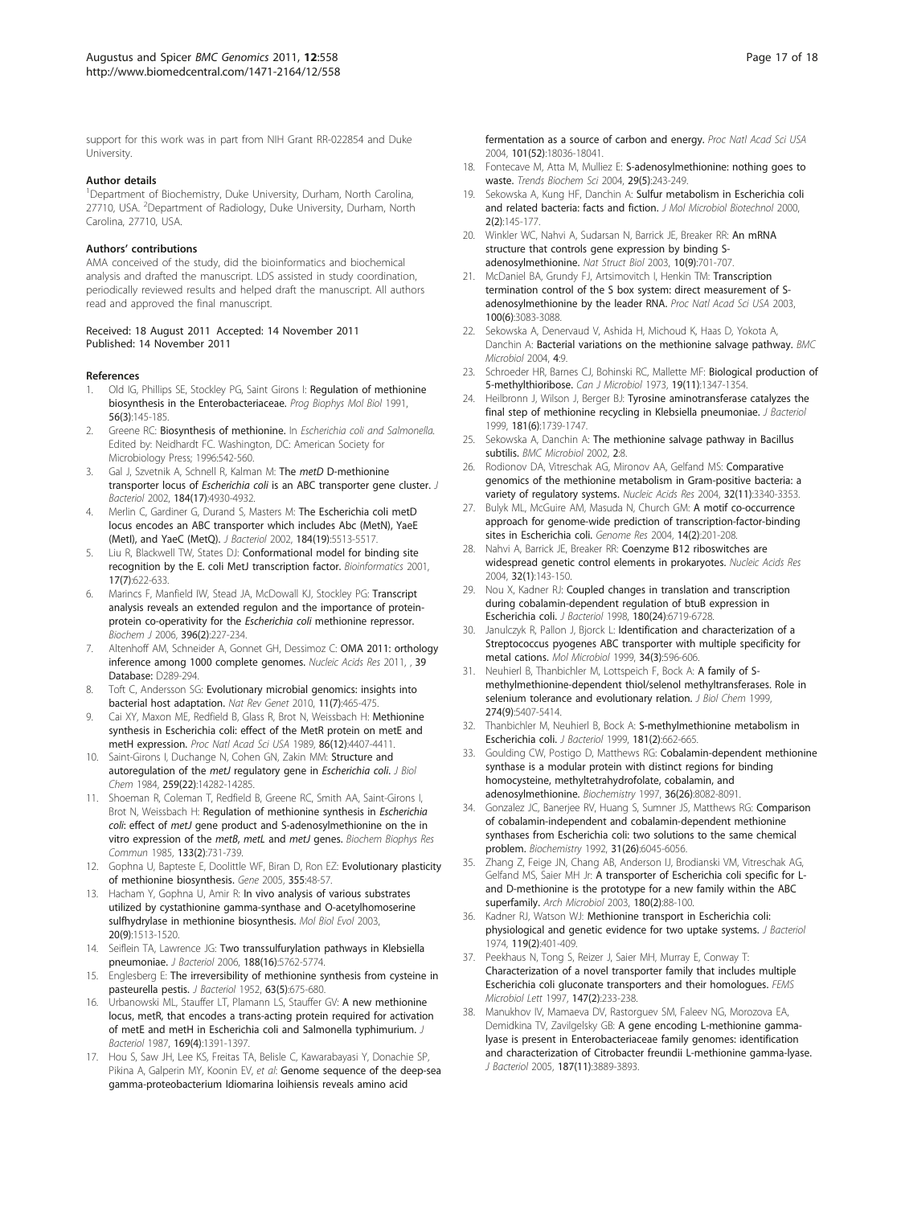support for this work was in part from NIH Grant RR-022854 and Duke University.

#### Author details

[1]Department of Biochemistry, Duke University, Durham, North Carolina, 27710, USA. [2]Department of Radiology, Duke University, Durham, North Carolina, 27710, USA.

#### Authors' contributions

AMA conceived of the study, did the bioinformatics and biochemical analysis and drafted the manuscript. LDS assisted in study coordination, periodically reviewed results and helped draft the manuscript. All authors read and approved the final manuscript.

Received: 18 August 2011 Accepted: 14 November 2011
Published: 14 November 2011

#### References

1. Old IG, Phillips SE, Stockley PG, Saint Girons I: **Regulation of methionine biosynthesis in the Enterobacteriaceae.** *Prog Biophys Mol Biol* 1991, **56(3)**:145-185.
2. Greene RC: **Biosynthesis of methionine.** In *Escherichia coli and Salmonella.* Edited by: Neidhardt FC. Washington, DC: American Society for Microbiology Press; 1996:542-560.
3. Gal J, Szvetnik A, Schnell R, Kalman M: **The *metD* D-methionine transporter locus of *Escherichia coli* is an ABC transporter gene cluster.** *J Bacteriol* 2002, **184(17)**:4930-4932.
4. Merlin C, Gardiner G, Durand S, Masters M: **The Escherichia coli metD locus encodes an ABC transporter which includes Abc (MetN), YaeE (MetI), and YaeC (MetQ).** *J Bacteriol* 2002, **184(19)**:5513-5517.
5. Liu R, Blackwell TW, States DJ: **Conformational model for binding site recognition by the E. coli MetJ transcription factor.** *Bioinformatics* 2001, **17(7)**:622-633.
6. Marincs F, Manfield IW, Stead JA, McDowall KJ, Stockley PG: **Transcript analysis reveals an extended regulon and the importance of protein-protein co-operativity for the *Escherichia coli* methionine repressor.** *Biochem J* 2006, **396(2)**:227-234.
7. Altenhoff AM, Schneider A, Gonnet GH, Dessimoz C: **OMA 2011: orthology inference among 1000 complete genomes.** *Nucleic Acids Res* 2011, , **39** Database: D289-294.
8. Toft C, Andersson SG: **Evolutionary microbial genomics: insights into bacterial host adaptation.** *Nat Rev Genet* 2010, **11(7)**:465-475.
9. Cai XY, Maxon ME, Redfield B, Glass R, Brot N, Weissbach H: **Methionine synthesis in Escherichia coli: effect of the MetR protein on metE and metH expression.** *Proc Natl Acad Sci USA* 1989, **86(12)**:4407-4411.
10. Saint-Girons I, Duchange N, Cohen GN, Zakin MM: **Structure and autoregulation of the *metJ* regulatory gene in *Escherichia coli*.** *J Biol Chem* 1984, **259(22)**:14282-14285.
11. Shoeman R, Coleman T, Redfield B, Greene RC, Smith AA, Saint-Girons I, Brot N, Weissbach H: **Regulation of methionine synthesis in *Escherichia coli*: effect of *metJ* gene product and S-adenosylmethionine on the in vitro expression of the *metB*, *metL* and *metJ* genes.** *Biochem Biophys Res Commun* 1985, **133(2)**:731-739.
12. Gophna U, Bapteste E, Doolittle WF, Biran D, Ron EZ: **Evolutionary plasticity of methionine biosynthesis.** *Gene* 2005, **355**:48-57.
13. Hacham Y, Gophna U, Amir R: **In vivo analysis of various substrates utilized by cystathionine gamma-synthase and O-acetylhomoserine sulfhydrylase in methionine biosynthesis.** *Mol Biol Evol* 2003, **20(9)**:1513-1520.
14. Seiflein TA, Lawrence JG: **Two transsulfurylation pathways in Klebsiella pneumoniae.** *J Bacteriol* 2006, **188(16)**:5762-5774.
15. Englesberg E: **The irreversibility of methionine synthesis from cysteine in pasteurella pestis.** *J Bacteriol* 1952, **63(5)**:675-680.
16. Urbanowski ML, Stauffer LT, Plamann LS, Stauffer GV: **A new methionine locus, metR, that encodes a trans-acting protein required for activation of metE and metH in Escherichia coli and Salmonella typhimurium.** *J Bacteriol* 1987, **169(4)**:1391-1397.
17. Hou S, Saw JH, Lee KS, Freitas TA, Belisle C, Kawarabayasi Y, Donachie SP, Pikina A, Galperin MY, Koonin EV, *et al*: **Genome sequence of the deep-sea gamma-proteobacterium Idiomarina loihiensis reveals amino acid fermentation as a source of carbon and energy.** *Proc Natl Acad Sci USA* 2004, **101(52)**:18036-18041.
18. Fontecave M, Atta M, Mulliez E: **S-adenosylmethionine: nothing goes to waste.** *Trends Biochem Sci* 2004, **29(5)**:243-249.
19. Sekowska A, Kung HF, Danchin A: **Sulfur metabolism in Escherichia coli and related bacteria: facts and fiction.** *J Mol Microbiol Biotechnol* 2000, **2(2)**:145-177.
20. Winkler WC, Nahvi A, Sudarsan N, Barrick JE, Breaker RR: **An mRNA structure that controls gene expression by binding S-adenosylmethionine.** *Nat Struct Biol* 2003, **10(9)**:701-707.
21. McDaniel BA, Grundy FJ, Artsimovitch I, Henkin TM: **Transcription termination control of the S box system: direct measurement of S-adenosylmethionine by the leader RNA.** *Proc Natl Acad Sci USA* 2003, **100(6)**:3083-3088.
22. Sekowska A, Denervaud V, Ashida H, Michoud K, Haas D, Yokota A, Danchin A: **Bacterial variations on the methionine salvage pathway.** *BMC Microbiol* 2004, **4**:9.
23. Schroeder HR, Barnes CJ, Bohinski RC, Mallette MF: **Biological production of 5-methylthioribose.** *Can J Microbiol* 1973, **19(11)**:1347-1354.
24. Heilbronn J, Wilson J, Berger BJ: **Tyrosine aminotransferase catalyzes the final step of methionine recycling in Klebsiella pneumoniae.** *J Bacteriol* 1999, **181(6)**:1739-1747.
25. Sekowska A, Danchin A: **The methionine salvage pathway in Bacillus subtilis.** *BMC Microbiol* 2002, **2**:8.
26. Rodionov DA, Vitreschak AG, Mironov AA, Gelfand MS: **Comparative genomics of the methionine metabolism in Gram-positive bacteria: a variety of regulatory systems.** *Nucleic Acids Res* 2004, **32(11)**:3340-3353.
27. Bulyk ML, McGuire AM, Masuda N, Church GM: **A motif co-occurrence approach for genome-wide prediction of transcription-factor-binding sites in Escherichia coli.** *Genome Res* 2004, **14(2)**:201-208.
28. Nahvi A, Barrick JE, Breaker RR: **Coenzyme B12 riboswitches are widespread genetic control elements in prokaryotes.** *Nucleic Acids Res* 2004, **32(1)**:143-150.
29. Nou X, Kadner RJ: **Coupled changes in translation and transcription during cobalamin-dependent regulation of btuB expression in Escherichia coli.** *J Bacteriol* 1998, **180(24)**:6719-6728.
30. Janulczyk R, Pallon J, Bjorck L: **Identification and characterization of a Streptococcus pyogenes ABC transporter with multiple specificity for metal cations.** *Mol Microbiol* 1999, **34(3)**:596-606.
31. Neuhierl B, Thanbichler M, Lottspeich F, Bock A: **A family of S-methylmethionine-dependent thiol/selenol methyltransferases. Role in selenium tolerance and evolutionary relation.** *J Biol Chem* 1999, **274(9)**:5407-5414.
32. Thanbichler M, Neuhierl B, Bock A: **S-methylmethionine metabolism in Escherichia coli.** *J Bacteriol* 1999, **181(2)**:662-665.
33. Goulding CW, Postigo D, Matthews RG: **Cobalamin-dependent methionine synthase is a modular protein with distinct regions for binding homocysteine, methyltetrahydrofolate, cobalamin, and adenosylmethionine.** *Biochemistry* 1997, **36(26)**:8082-8091.
34. Gonzalez JC, Banerjee RV, Huang S, Sumner JS, Matthews RG: **Comparison of cobalamin-independent and cobalamin-dependent methionine synthases from Escherichia coli: two solutions to the same chemical problem.** *Biochemistry* 1992, **31(26)**:6045-6056.
35. Zhang Z, Feige JN, Chang AB, Anderson IJ, Brodianski VM, Vitreschak AG, Gelfand MS, Saier MH Jr: **A transporter of Escherichia coli specific for L- and D-methionine is the prototype for a new family within the ABC superfamily.** *Arch Microbiol* 2003, **180(2)**:88-100.
36. Kadner RJ, Watson WJ: **Methionine transport in Escherichia coli: physiological and genetic evidence for two uptake systems.** *J Bacteriol* 1974, **119(2)**:401-409.
37. Peekhaus N, Tong S, Reizer J, Saier MH, Murray E, Conway T: **Characterization of a novel transporter family that includes multiple Escherichia coli gluconate transporters and their homologues.** *FEMS Microbiol Lett* 1997, **147(2)**:233-238.
38. Manukhov IV, Mamaeva DV, Rastorguev SM, Faleev NG, Morozova EA, Demidkina TV, Zavilgelsky GB: **A gene encoding L-methionine gamma-lyase is present in Enterobacteriaceae family genomes: identification and characterization of Citrobacter freundii L-methionine gamma-lyase.** *J Bacteriol* 2005, **187(11)**:3889-3893.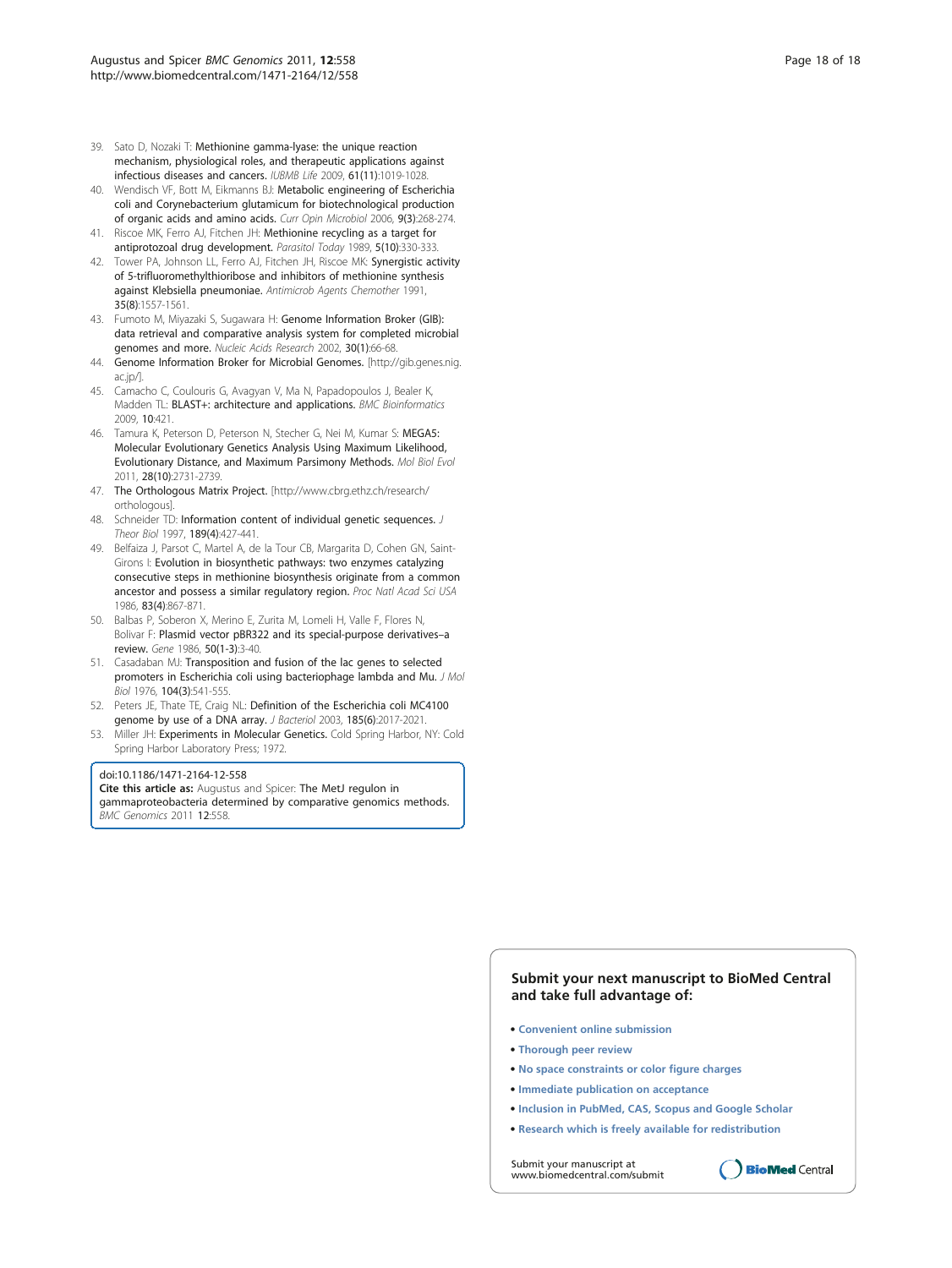39. Sato D, Nozaki T: **Methionine gamma-lyase: the unique reaction mechanism, physiological roles, and therapeutic applications against infectious diseases and cancers.** *IUBMB Life* 2009, **61(11)**:1019-1028.
40. Wendisch VF, Bott M, Eikmanns BJ: **Metabolic engineering of Escherichia coli and Corynebacterium glutamicum for biotechnological production of organic acids and amino acids.** *Curr Opin Microbiol* 2006, **9(3)**:268-274.
41. Riscoe MK, Ferro AJ, Fitchen JH: **Methionine recycling as a target for antiprotozoal drug development.** *Parasitol Today* 1989, **5(10)**:330-333.
42. Tower PA, Johnson LL, Ferro AJ, Fitchen JH, Riscoe MK: **Synergistic activity of 5-trifluoromethylthioribose and inhibitors of methionine synthesis against Klebsiella pneumoniae.** *Antimicrob Agents Chemother* 1991, **35(8)**:1557-1561.
43. Fumoto M, Miyazaki S, Sugawara H: **Genome Information Broker (GIB): data retrieval and comparative analysis system for completed microbial genomes and more.** *Nucleic Acids Research* 2002, **30(1)**:66-68.
44. **Genome Information Broker for Microbial Genomes.** [http://gib.genes.nig.ac.jp/].
45. Camacho C, Coulouris G, Avagyan V, Ma N, Papadopoulos J, Bealer K, Madden TL: **BLAST+: architecture and applications.** *BMC Bioinformatics* 2009, **10**:421.
46. Tamura K, Peterson D, Peterson N, Stecher G, Nei M, Kumar S: **MEGA5: Molecular Evolutionary Genetics Analysis Using Maximum Likelihood, Evolutionary Distance, and Maximum Parsimony Methods.** *Mol Biol Evol* 2011, **28(10)**:2731-2739.
47. **The Orthologous Matrix Project.** [http://www.cbrg.ethz.ch/research/orthologous].
48. Schneider TD: **Information content of individual genetic sequences.** *J Theor Biol* 1997, **189(4)**:427-441.
49. Belfaiza J, Parsot C, Martel A, de la Tour CB, Margarita D, Cohen GN, Saint-Girons I: **Evolution in biosynthetic pathways: two enzymes catalyzing consecutive steps in methionine biosynthesis originate from a common ancestor and possess a similar regulatory region.** *Proc Natl Acad Sci USA* 1986, **83(4)**:867-871.
50. Balbas P, Soberon X, Merino E, Zurita M, Lomeli H, Valle F, Flores N, Bolivar F: **Plasmid vector pBR322 and its special-purpose derivatives–a review.** *Gene* 1986, **50(1-3)**:3-40.
51. Casadaban MJ: **Transposition and fusion of the lac genes to selected promoters in Escherichia coli using bacteriophage lambda and Mu.** *J Mol Biol* 1976, **104(3)**:541-555.
52. Peters JE, Thate TE, Craig NL: **Definition of the Escherichia coli MC4100 genome by use of a DNA array.** *J Bacteriol* 2003, **185(6)**:2017-2021.
53. Miller JH: **Experiments in Molecular Genetics.** Cold Spring Harbor, NY: Cold Spring Harbor Laboratory Press; 1972.

doi:10.1186/1471-2164-12-558
**Cite this article as:** Augustus and Spicer: **The MetJ regulon in gammaproteobacteria determined by comparative genomics methods.** *BMC Genomics* 2011 **12**:558.

**Submit your next manuscript to BioMed Central and take full advantage of:**

- Convenient online submission
- Thorough peer review
- No space constraints or color figure charges
- Immediate publication on acceptance
- Inclusion in PubMed, CAS, Scopus and Google Scholar
- Research which is freely available for redistribution

Submit your manuscript at www.biomedcentral.com/submit

BioMed Central